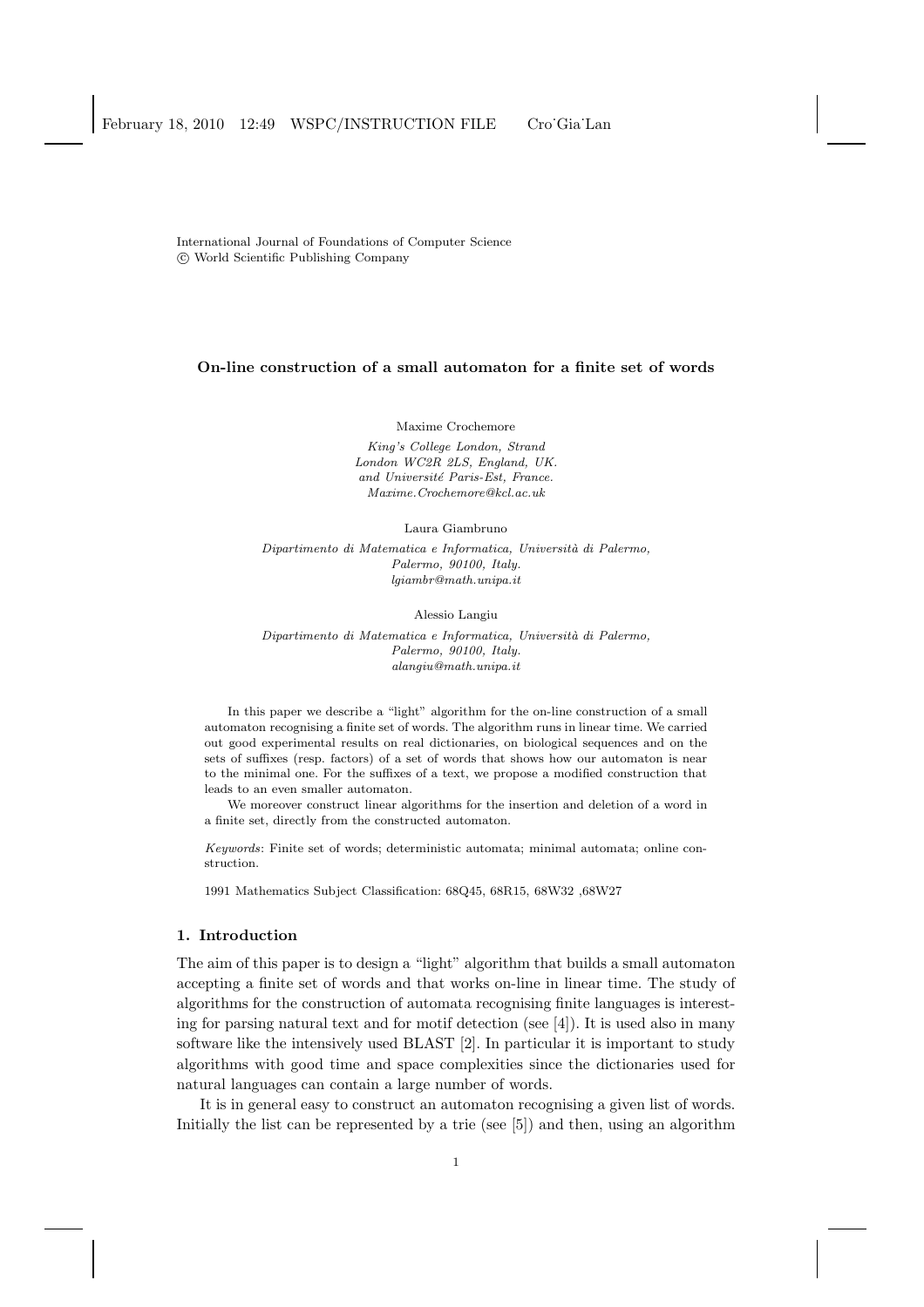International Journal of Foundations of Computer Science
© World Scientific Publishing Company

# On-line construction of a small automaton for a finite set of words

Maxime Crochemore

*King's College London, Strand*
*London WC2R 2LS, England, UK.*
*and Université Paris-Est, France.*
*Maxime.Crochemore@kcl.ac.uk*

Laura Giambruno

*Dipartimento di Matematica e Informatica, Università di Palermo,*
*Palermo, 90100, Italy.*
*lgiambr@math.unipa.it*

Alessio Langiu

*Dipartimento di Matematica e Informatica, Università di Palermo,*
*Palermo, 90100, Italy.*
*alangiu@math.unipa.it*

In this paper we describe a "light" algorithm for the on-line construction of a small automaton recognising a finite set of words. The algorithm runs in linear time. We carried out good experimental results on real dictionaries, on biological sequences and on the sets of suffixes (resp. factors) of a set of words that shows how our automaton is near to the minimal one. For the suffixes of a text, we propose a modified construction that leads to an even smaller automaton.

We moreover construct linear algorithms for the insertion and deletion of a word in a finite set, directly from the constructed automaton.

*Keywords*: Finite set of words; deterministic automata; minimal automata; online construction.

1991 Mathematics Subject Classification: 68Q45, 68R15, 68W32 ,68W27

## 1. Introduction

The aim of this paper is to design a "light" algorithm that builds a small automaton accepting a finite set of words and that works on-line in linear time. The study of algorithms for the construction of automata recognising finite languages is interesting for parsing natural text and for motif detection (see [4]). It is used also in many software like the intensively used BLAST [2]. In particular it is important to study algorithms with good time and space complexities since the dictionaries used for natural languages can contain a large number of words.

It is in general easy to construct an automaton recognising a given list of words. Initially the list can be represented by a trie (see [5]) and then, using an algorithm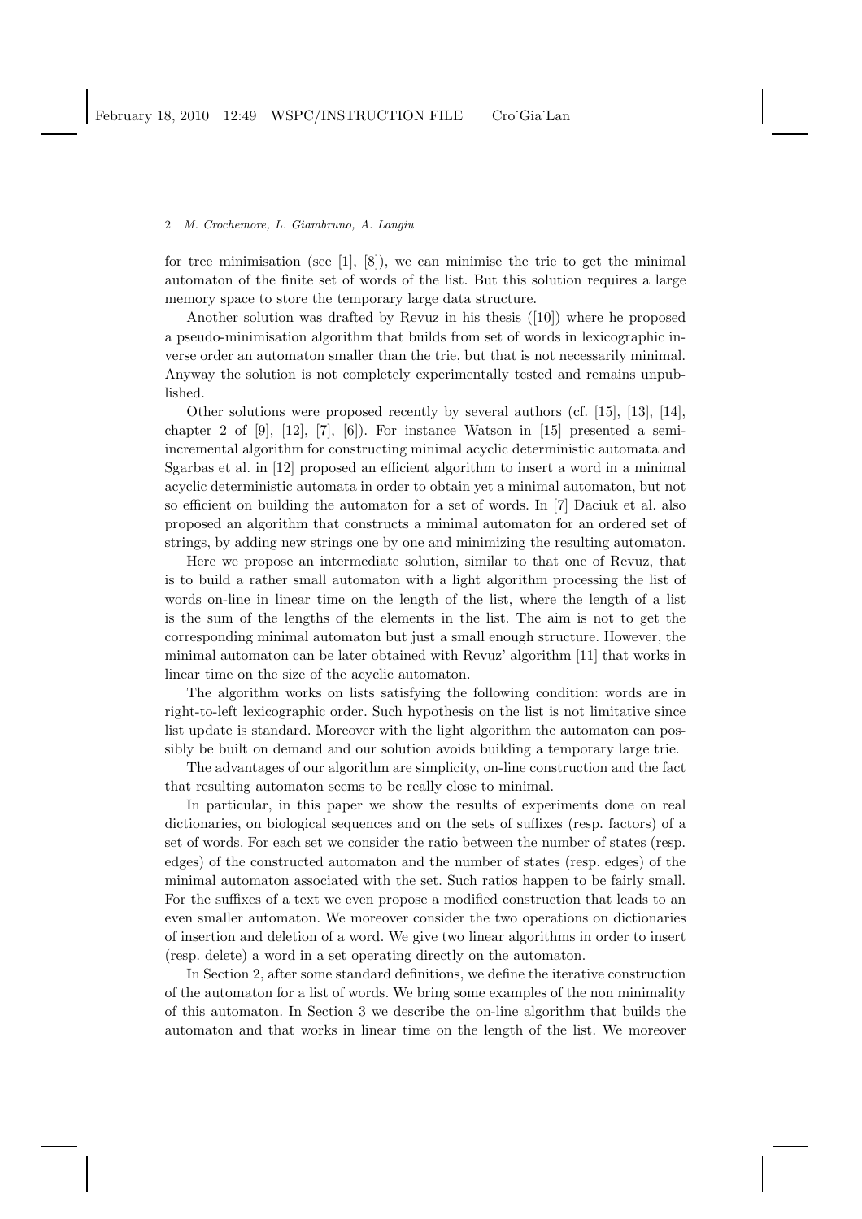for tree minimisation (see [1], [8]), we can minimise the trie to get the minimal automaton of the finite set of words of the list. But this solution requires a large memory space to store the temporary large data structure.

Another solution was drafted by Revuz in his thesis ([10]) where he proposed a pseudo-minimisation algorithm that builds from set of words in lexicographic inverse order an automaton smaller than the trie, but that is not necessarily minimal. Anyway the solution is not completely experimentally tested and remains unpublished.

Other solutions were proposed recently by several authors (cf. [15], [13], [14], chapter 2 of [9], [12], [7], [6]). For instance Watson in [15] presented a semi-incremental algorithm for constructing minimal acyclic deterministic automata and Sgarbas et al. in [12] proposed an efficient algorithm to insert a word in a minimal acyclic deterministic automata in order to obtain yet a minimal automaton, but not so efficient on building the automaton for a set of words. In [7] Daciuk et al. also proposed an algorithm that constructs a minimal automaton for an ordered set of strings, by adding new strings one by one and minimizing the resulting automaton.

Here we propose an intermediate solution, similar to that one of Revuz, that is to build a rather small automaton with a light algorithm processing the list of words on-line in linear time on the length of the list, where the length of a list is the sum of the lengths of the elements in the list. The aim is not to get the corresponding minimal automaton but just a small enough structure. However, the minimal automaton can be later obtained with Revuz' algorithm [11] that works in linear time on the size of the acyclic automaton.

The algorithm works on lists satisfying the following condition: words are in right-to-left lexicographic order. Such hypothesis on the list is not limitative since list update is standard. Moreover with the light algorithm the automaton can possibly be built on demand and our solution avoids building a temporary large trie.

The advantages of our algorithm are simplicity, on-line construction and the fact that resulting automaton seems to be really close to minimal.

In particular, in this paper we show the results of experiments done on real dictionaries, on biological sequences and on the sets of suffixes (resp. factors) of a set of words. For each set we consider the ratio between the number of states (resp. edges) of the constructed automaton and the number of states (resp. edges) of the minimal automaton associated with the set. Such ratios happen to be fairly small. For the suffixes of a text we even propose a modified construction that leads to an even smaller automaton. We moreover consider the two operations on dictionaries of insertion and deletion of a word. We give two linear algorithms in order to insert (resp. delete) a word in a set operating directly on the automaton.

In Section 2, after some standard definitions, we define the iterative construction of the automaton for a list of words. We bring some examples of the non minimality of this automaton. In Section 3 we describe the on-line algorithm that builds the automaton and that works in linear time on the length of the list. We moreover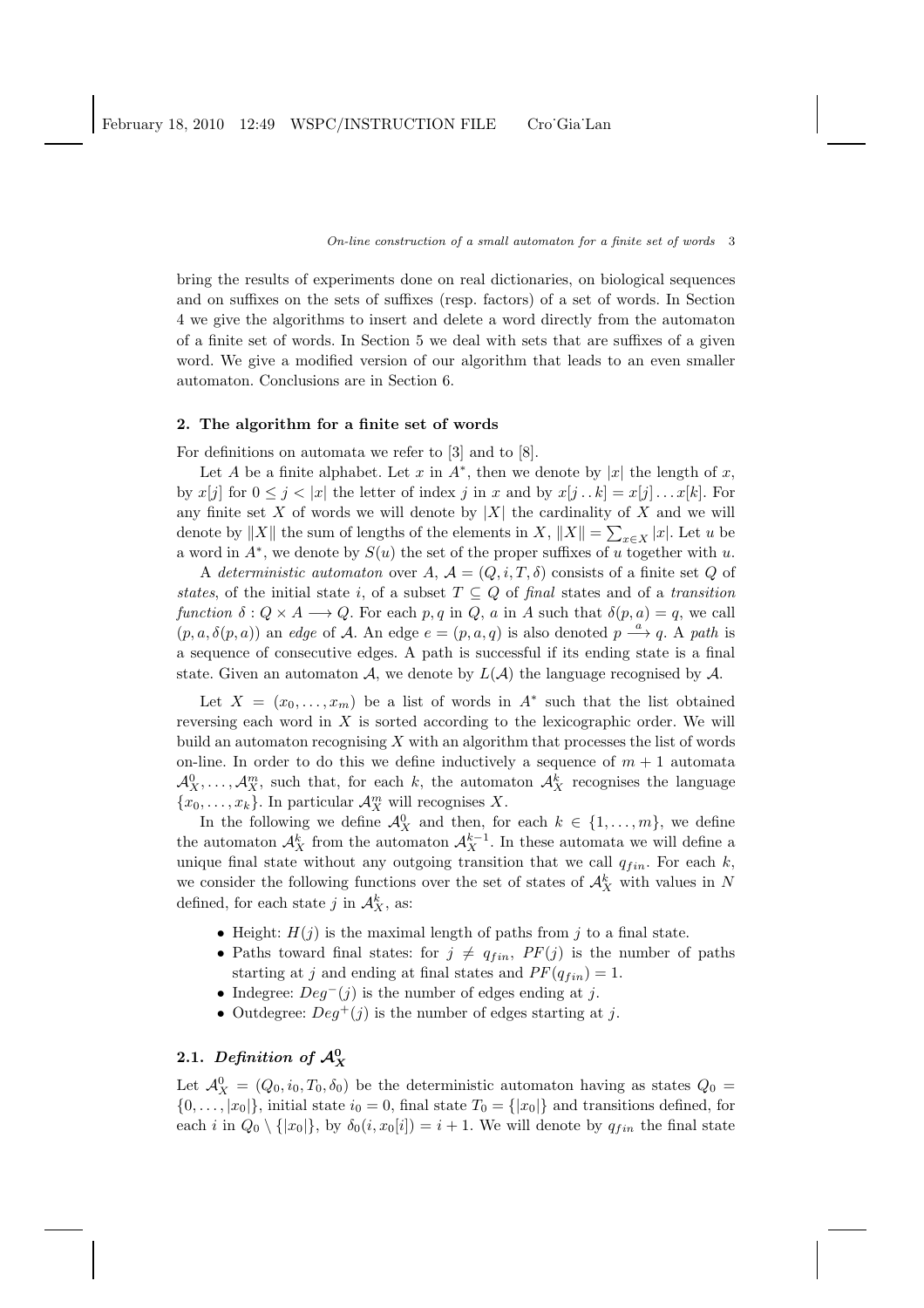bring the results of experiments done on real dictionaries, on biological sequences and on suffixes on the sets of suffixes (resp. factors) of a set of words. In Section 4 we give the algorithms to insert and delete a word directly from the automaton of a finite set of words. In Section 5 we deal with sets that are suffixes of a given word. We give a modified version of our algorithm that leads to an even smaller automaton. Conclusions are in Section 6.

## 2. The algorithm for a finite set of words

For definitions on automata we refer to [3] and to [8].

Let $A$ be a finite alphabet. Let $x$ in $A^*$, then we denote by $|x|$ the length of $x$, by $x[j]$ for $0 \leq j < |x|$ the letter of index $j$ in $x$ and by $x[j\,..\,k] = x[j] \ldots x[k]$. For any finite set $X$ of words we will denote by $|X|$ the cardinality of $X$ and we will denote by $\|X\|$ the sum of lengths of the elements in $X$, $\|X\| = \sum_{x \in X} |x|$. Let $u$ be a word in $A^*$, we denote by $S(u)$ the set of the proper suffixes of $u$ together with $u$.

A *deterministic automaton* over $A$, $\mathcal{A} = (Q, i, T, \delta)$ consists of a finite set $Q$ of *states*, of the initial state $i$, of a subset $T \subseteq Q$ of *final* states and of a *transition function* $\delta : Q \times A \longrightarrow Q$. For each $p, q$ in $Q$, $a$ in $A$ such that $\delta(p, a) = q$, we call $(p, a, \delta(p, a))$ an *edge* of $\mathcal{A}$. An edge $e = (p, a, q)$ is also denoted $p \xrightarrow{a} q$. A *path* is a sequence of consecutive edges. A path is successful if its ending state is a final state. Given an automaton $\mathcal{A}$, we denote by $L(\mathcal{A})$ the language recognised by $\mathcal{A}$.

Let $X = (x_0, \ldots, x_m)$ be a list of words in $A^*$ such that the list obtained reversing each word in $X$ is sorted according to the lexicographic order. We will build an automaton recognising $X$ with an algorithm that processes the list of words on-line. In order to do this we define inductively a sequence of $m + 1$ automata $\mathcal{A}_X^0, \ldots, \mathcal{A}_X^m$, such that, for each $k$, the automaton $\mathcal{A}_X^k$ recognises the language $\{x_0, \ldots, x_k\}$. In particular $\mathcal{A}_X^m$ will recognises $X$.

In the following we define $\mathcal{A}_X^0$ and then, for each $k \in \{1, \ldots, m\}$, we define the automaton $\mathcal{A}_X^k$ from the automaton $\mathcal{A}_X^{k-1}$. In these automata we will define a unique final state without any outgoing transition that we call $q_{fin}$. For each $k$, we consider the following functions over the set of states of $\mathcal{A}_X^k$ with values in $N$ defined, for each state $j$ in $\mathcal{A}_X^k$, as:

- Height: $H(j)$ is the maximal length of paths from $j$ to a final state.
- Paths toward final states: for $j \neq q_{fin}$, $PF(j)$ is the number of paths starting at $j$ and ending at final states and $PF(q_{fin}) = 1$.
- Indegree: $Deg^-(j)$ is the number of edges ending at $j$.
- Outdegree: $Deg^+(j)$ is the number of edges starting at $j$.

### 2.1. *Definition of* $\mathcal{A}_X^0$

Let $\mathcal{A}_X^0 = (Q_0, i_0, T_0, \delta_0)$ be the deterministic automaton having as states $Q_0 = \{0, \ldots, |x_0|\}$, initial state $i_0 = 0$, final state $T_0 = \{|x_0|\}$ and transitions defined, for each $i$ in $Q_0 \setminus \{|x_0|\}$, by $\delta_0(i, x_0[i]) = i + 1$. We will denote by $q_{fin}$ the final state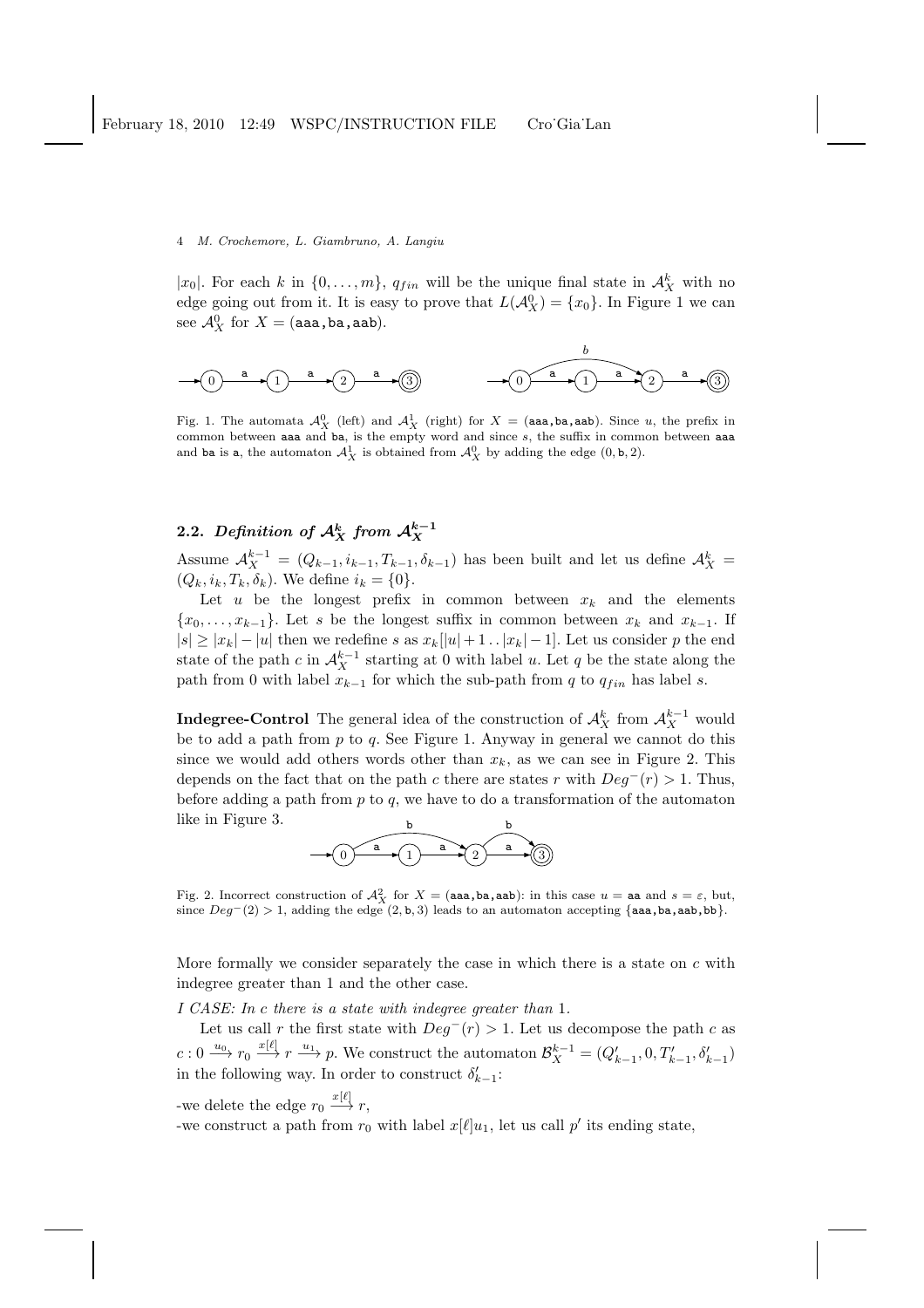$|x_0|$. For each $k$ in $\{0, \ldots, m\}$, $q_{fin}$ will be the unique final state in $\mathcal{A}_X^k$ with no edge going out from it. It is easy to prove that $L(\mathcal{A}_X^0) = \{x_0\}$. In Figure 1 we can see $\mathcal{A}_X^0$ for $X = (\texttt{aaa},\texttt{ba},\texttt{aab})$.

Fig. 1. The automata $\mathcal{A}_X^0$ (left) and $\mathcal{A}_X^1$ (right) for $X = (\texttt{aaa},\texttt{ba},\texttt{aab})$. Since $u$, the prefix in common between aaa and ba, is the empty word and since $s$, the suffix in common between aaa and ba is a, the automaton $\mathcal{A}_X^1$ is obtained from $\mathcal{A}_X^0$ by adding the edge $(0, \texttt{b}, 2)$.

## 2.2. Definition of $\mathcal{A}_X^k$ from $\mathcal{A}_X^{k-1}$

Assume $\mathcal{A}_X^{k-1} = (Q_{k-1}, i_{k-1}, T_{k-1}, \delta_{k-1})$ has been built and let us define $\mathcal{A}_X^k = (Q_k, i_k, T_k, \delta_k)$. We define $i_k = \{0\}$.

Let $u$ be the longest prefix in common between $x_k$ and the elements $\{x_0, \ldots, x_{k-1}\}$. Let $s$ be the longest suffix in common between $x_k$ and $x_{k-1}$. If $|s| \geq |x_k| - |u|$ then we redefine $s$ as $x_k[|u|+1 \,..\, |x_k|-1]$. Let us consider $p$ the end state of the path $c$ in $\mathcal{A}_X^{k-1}$ starting at 0 with label $u$. Let $q$ be the state along the path from 0 with label $x_{k-1}$ for which the sub-path from $q$ to $q_{fin}$ has label $s$.

**Indegree-Control** The general idea of the construction of $\mathcal{A}_X^k$ from $\mathcal{A}_X^{k-1}$ would be to add a path from $p$ to $q$. See Figure 1. Anyway in general we cannot do this since we would add others words other than $x_k$, as we can see in Figure 2. This depends on the fact that on the path $c$ there are states $r$ with $Deg^-(r) > 1$. Thus, before adding a path from $p$ to $q$, we have to do a transformation of the automaton like in Figure 3.

Fig. 2. Incorrect construction of $\mathcal{A}_X^2$ for $X = (\texttt{aaa},\texttt{ba},\texttt{aab})$: in this case $u = \texttt{aa}$ and $s = \varepsilon$, but, since $Deg^-(2) > 1$, adding the edge $(2, \texttt{b}, 3)$ leads to an automaton accepting $\{\texttt{aaa},\texttt{ba},\texttt{aab},\texttt{bb}\}$.

More formally we consider separately the case in which there is a state on $c$ with indegree greater than 1 and the other case.

*I CASE: In c there is a state with indegree greater than* 1.

Let us call $r$ the first state with $Deg^-(r) > 1$. Let us decompose the path $c$ as $c : 0 \xrightarrow{u_0} r_0 \xrightarrow{x[\ell]} r \xrightarrow{u_1} p$. We construct the automaton $\mathcal{B}_X^{k-1} = (Q'_{k-1}, 0, T'_{k-1}, \delta'_{k-1})$ in the following way. In order to construct $\delta'_{k-1}$:

-we delete the edge $r_0 \xrightarrow{x[\ell]} r$,

-we construct a path from $r_0$ with label $x[\ell]u_1$, let us call $p'$ its ending state,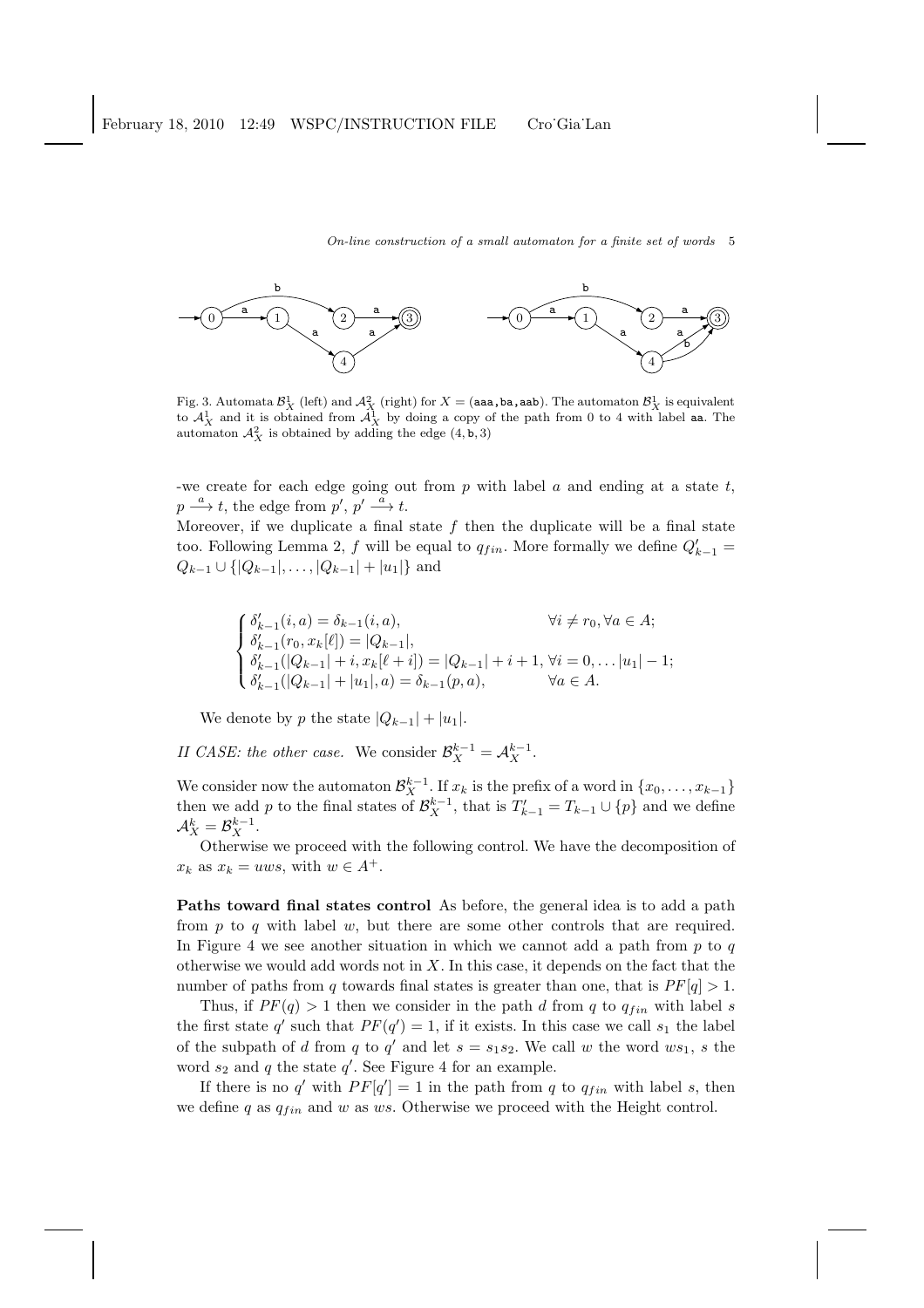Fig. 3. Automata $\mathcal{B}^1_X$ (left) and $\mathcal{A}^2_X$ (right) for $X = (\texttt{aaa}, \texttt{ba}, \texttt{aab})$. The automaton $\mathcal{B}^1_X$ is equivalent to $\mathcal{A}^1_X$ and it is obtained from $\mathcal{A}^1_X$ by doing a copy of the path from 0 to 4 with label aa. The automaton $\mathcal{A}^2_X$ is obtained by adding the edge $(4, \texttt{b}, 3)$

-we create for each edge going out from $p$ with label $a$ and ending at a state $t$, $p \xrightarrow{a} t$, the edge from $p'$, $p' \xrightarrow{a} t$.

Moreover, if we duplicate a final state $f$ then the duplicate will be a final state too. Following Lemma 2, $f$ will be equal to $q_{fin}$. More formally we define $Q'_{k-1} = Q_{k-1} \cup \{|Q_{k-1}|, \ldots, |Q_{k-1}| + |u_1|\}$ and

$$
\begin{cases}
\delta'_{k-1}(i, a) = \delta_{k-1}(i, a), & \forall i \neq r_0, \forall a \in A; \\
\delta'_{k-1}(r_0, x_k[\ell]) = |Q_{k-1}|, & \\
\delta'_{k-1}(|Q_{k-1}| + i, x_k[\ell + i]) = |Q_{k-1}| + i + 1, & \forall i = 0, \ldots |u_1| - 1; \\
\delta'_{k-1}(|Q_{k-1}| + |u_1|, a) = \delta_{k-1}(p, a), & \forall a \in A.
\end{cases}
$$

We denote by $p$ the state $|Q_{k-1}| + |u_1|$.

*II CASE: the other case.* We consider $\mathcal{B}^{k-1}_X = \mathcal{A}^{k-1}_X$.

We consider now the automaton $\mathcal{B}^{k-1}_X$. If $x_k$ is the prefix of a word in $\{x_0, \ldots, x_{k-1}\}$ then we add $p$ to the final states of $\mathcal{B}^{k-1}_X$, that is $T'_{k-1} = T_{k-1} \cup \{p\}$ and we define $\mathcal{A}^k_X = \mathcal{B}^{k-1}_X$.

Otherwise we proceed with the following control. We have the decomposition of $x_k$ as $x_k = uws$, with $w \in A^+$.

**Paths toward final states control** As before, the general idea is to add a path from $p$ to $q$ with label $w$, but there are some other controls that are required. In Figure 4 we see another situation in which we cannot add a path from $p$ to $q$ otherwise we would add words not in $X$. In this case, it depends on the fact that the number of paths from $q$ towards final states is greater than one, that is $PF[q] > 1$.

Thus, if $PF(q) > 1$ then we consider in the path $d$ from $q$ to $q_{fin}$ with label $s$ the first state $q'$ such that $PF(q') = 1$, if it exists. In this case we call $s_1$ the label of the subpath of $d$ from $q$ to $q'$ and let $s = s_1 s_2$. We call $w$ the word $ws_1$, $s$ the word $s_2$ and $q$ the state $q'$. See Figure 4 for an example.

If there is no $q'$ with $PF[q'] = 1$ in the path from $q$ to $q_{fin}$ with label $s$, then we define $q$ as $q_{fin}$ and $w$ as $ws$. Otherwise we proceed with the Height control.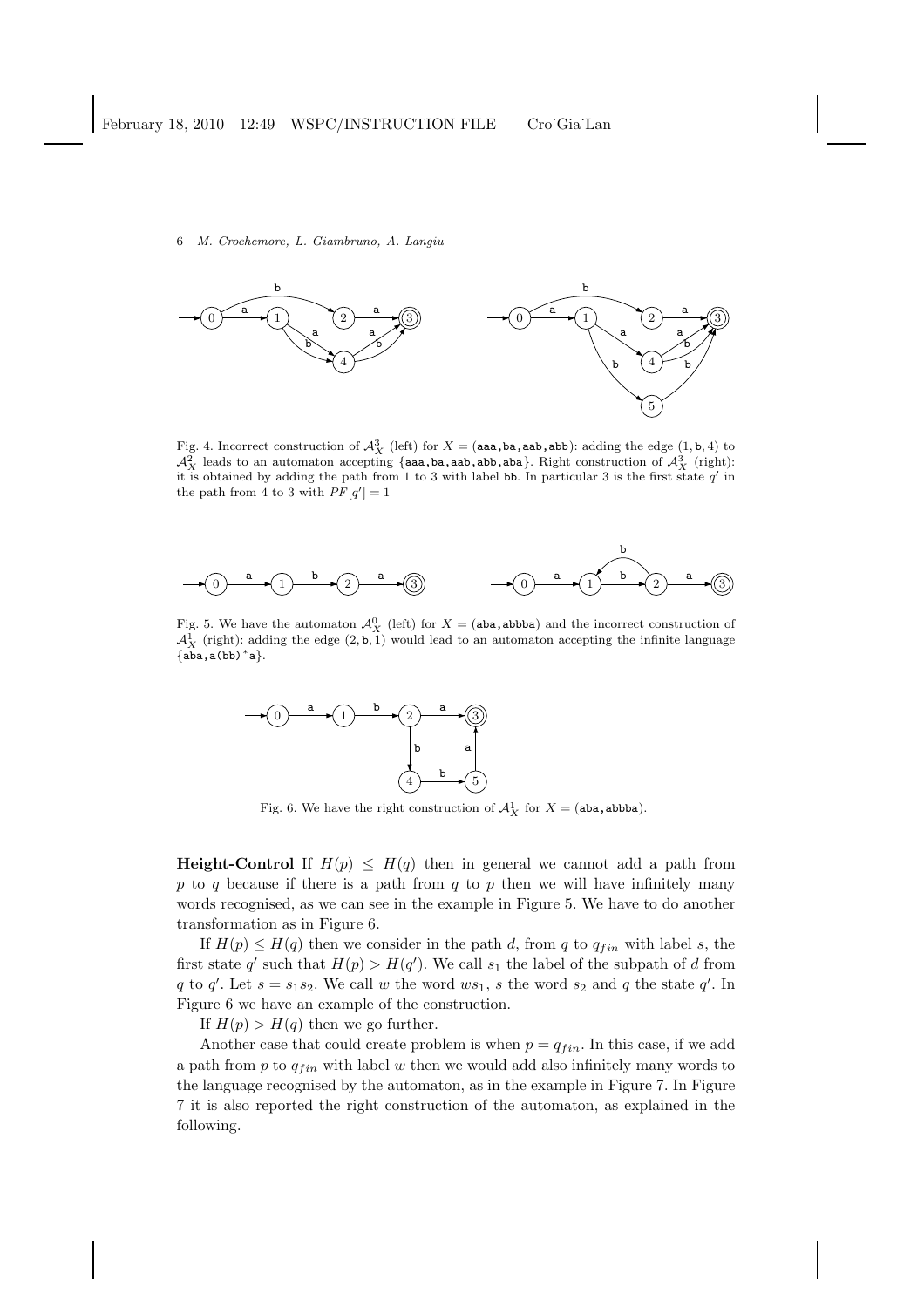Fig. 4. Incorrect construction of $\mathcal{A}_X^3$ (left) for $X = (\texttt{aaa}, \texttt{ba}, \texttt{aab}, \texttt{abb})$: adding the edge $(1, \texttt{b}, 4)$ to $\mathcal{A}_X^2$ leads to an automaton accepting $\{\texttt{aaa}, \texttt{ba}, \texttt{aab}, \texttt{abb}, \texttt{aba}\}$. Right construction of $\mathcal{A}_X^3$ (right): it is obtained by adding the path from 1 to 3 with label bb. In particular 3 is the first state $q'$ in the path from 4 to 3 with $PF[q'] = 1$

Fig. 5. We have the automaton $\mathcal{A}_X^0$ (left) for $X = (\texttt{aba}, \texttt{abbba})$ and the incorrect construction of $\mathcal{A}_X^1$ (right): adding the edge $(2, \texttt{b}, 1)$ would lead to an automaton accepting the infinite language $\{\texttt{aba}, \texttt{a(bb)}^*\texttt{a}\}$.

Fig. 6. We have the right construction of $\mathcal{A}_X^1$ for $X = (\texttt{aba}, \texttt{abbba})$.

**Height-Control** If $H(p) \leq H(q)$ then in general we cannot add a path from $p$ to $q$ because if there is a path from $q$ to $p$ then we will have infinitely many words recognised, as we can see in the example in Figure 5. We have to do another transformation as in Figure 6.

If $H(p) \leq H(q)$ then we consider in the path $d$, from $q$ to $q_{fin}$ with label $s$, the first state $q'$ such that $H(p) > H(q')$. We call $s_1$ the label of the subpath of $d$ from $q$ to $q'$. Let $s = s_1 s_2$. We call $w$ the word $ws_1$, $s$ the word $s_2$ and $q$ the state $q'$. In Figure 6 we have an example of the construction.

If $H(p) > H(q)$ then we go further.

Another case that could create problem is when $p = q_{fin}$. In this case, if we add a path from $p$ to $q_{fin}$ with label $w$ then we would add also infinitely many words to the language recognised by the automaton, as in the example in Figure 7. In Figure 7 it is also reported the right construction of the automaton, as explained in the following.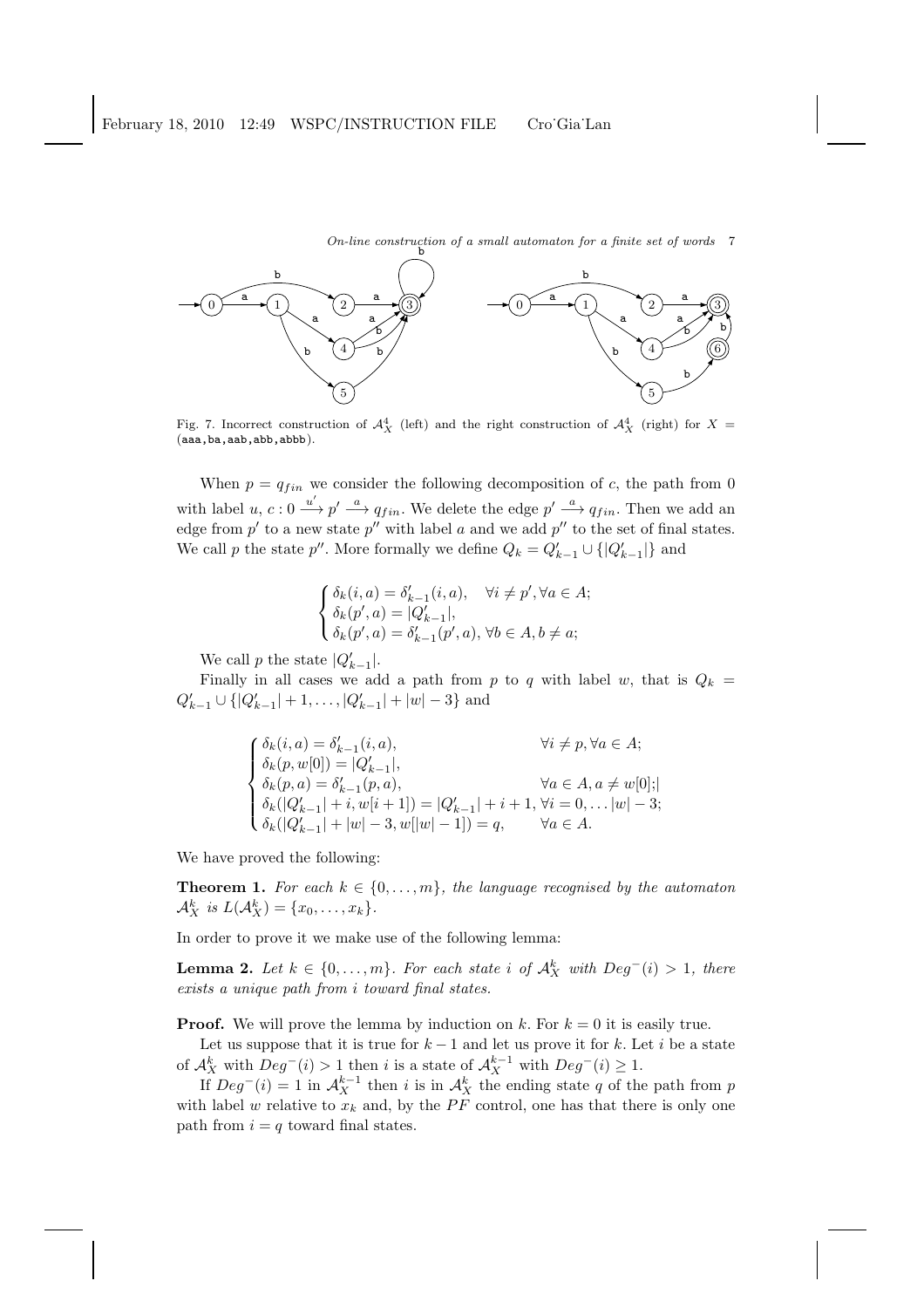Fig. 7. Incorrect construction of $\mathcal{A}_X^4$ (left) and the right construction of $\mathcal{A}_X^4$ (right) for $X =$ (aaa,ba,aab,abb,abbb).

When $p = q_{fin}$ we consider the following decomposition of $c$, the path from 0 with label $u$, $c : 0 \xrightarrow{u'} p' \xrightarrow{a} q_{fin}$. We delete the edge $p' \xrightarrow{a} q_{fin}$. Then we add an edge from $p'$ to a new state $p''$ with label $a$ and we add $p''$ to the set of final states. We call $p$ the state $p''$. More formally we define $Q_k = Q'_{k-1} \cup \{|Q'_{k-1}|\}$ and

$$\begin{cases} \delta_k(i,a) = \delta'_{k-1}(i,a), \quad \forall i \neq p', \forall a \in A; \\ \delta_k(p',a) = |Q'_{k-1}|, \\ \delta_k(p',a) = \delta'_{k-1}(p',a), \, \forall b \in A, b \neq a; \end{cases}$$

We call $p$ the state $|Q'_{k-1}|$.

Finally in all cases we add a path from $p$ to $q$ with label $w$, that is $Q_k = Q'_{k-1} \cup \{|Q'_{k-1}|+1, \ldots, |Q'_{k-1}|+|w|-3\}$ and

$$\begin{cases} \delta_k(i,a) = \delta'_{k-1}(i,a), & \forall i \neq p, \forall a \in A; \\ \delta_k(p, w[0]) = |Q'_{k-1}|, & \\ \delta_k(p,a) = \delta'_{k-1}(p,a), & \forall a \in A, a \neq w[0];| \\ \delta_k(|Q'_{k-1}|+i, w[i+1]) = |Q'_{k-1}|+i+1, & \forall i = 0, \ldots |w|-3; \\ \delta_k(|Q'_{k-1}|+|w|-3, w[|w|-1]) = q, & \forall a \in A. \end{cases}$$

We have proved the following:

**Theorem 1.** *For each $k \in \{0, \ldots, m\}$, the language recognised by the automaton $\mathcal{A}_X^k$ is $L(\mathcal{A}_X^k) = \{x_0, \ldots, x_k\}$.*

In order to prove it we make use of the following lemma:

**Lemma 2.** *Let $k \in \{0, \ldots, m\}$. For each state $i$ of $\mathcal{A}_X^k$ with $Deg^-(i) > 1$, there exists a unique path from $i$ toward final states.*

**Proof.** We will prove the lemma by induction on $k$. For $k = 0$ it is easily true.

Let us suppose that it is true for $k-1$ and let us prove it for $k$. Let $i$ be a state of $\mathcal{A}_X^k$ with $Deg^-(i) > 1$ then $i$ is a state of $\mathcal{A}_X^{k-1}$ with $Deg^-(i) \geq 1$.

If $Deg^-(i) = 1$ in $\mathcal{A}_X^{k-1}$ then $i$ is in $\mathcal{A}_X^k$ the ending state $q$ of the path from $p$ with label $w$ relative to $x_k$ and, by the $PF$ control, one has that there is only one path from $i = q$ toward final states.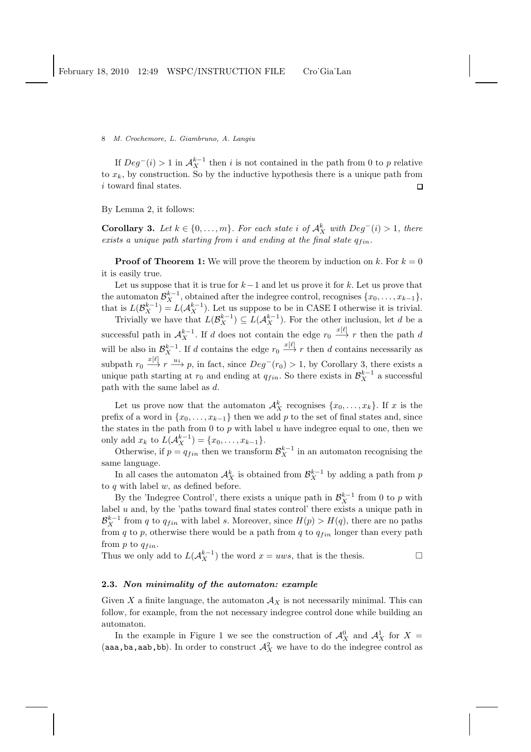If $Deg^-(i) > 1$ in $\mathcal{A}_X^{k-1}$ then $i$ is not contained in the path from 0 to $p$ relative to $x_k$, by construction. So by the inductive hypothesis there is a unique path from $i$ toward final states. □

By Lemma 2, it follows:

**Corollary 3.** *Let $k \in \{0, \ldots, m\}$. For each state $i$ of $\mathcal{A}_X^k$ with $Deg^-(i) > 1$, there exists a unique path starting from $i$ and ending at the final state $q_{fin}$.*

**Proof of Theorem 1:** We will prove the theorem by induction on $k$. For $k = 0$ it is easily true.

Let us suppose that it is true for $k-1$ and let us prove it for $k$. Let us prove that the automaton $\mathcal{B}_X^{k-1}$, obtained after the indegree control, recognises $\{x_0, \ldots, x_{k-1}\}$, that is $L(\mathcal{B}_X^{k-1}) = L(\mathcal{A}_X^{k-1})$. Let us suppose to be in CASE I otherwise it is trivial.

Trivially we have that $L(\mathcal{B}_X^{k-1}) \subseteq L(\mathcal{A}_X^{k-1})$. For the other inclusion, let $d$ be a successful path in $\mathcal{A}_X^{k-1}$. If $d$ does not contain the edge $r_0 \xrightarrow{x[\ell]} r$ then the path $d$ will be also in $\mathcal{B}_X^{k-1}$. If $d$ contains the edge $r_0 \xrightarrow{x[\ell]} r$ then $d$ contains necessarily as subpath $r_0 \xrightarrow{x[\ell]} r \xrightarrow{u_1} p$, in fact, since $Deg^-(r_0) > 1$, by Corollary 3, there exists a unique path starting at $r_0$ and ending at $q_{fin}$. So there exists in $\mathcal{B}_X^{k-1}$ a successful path with the same label as $d$.

Let us prove now that the automaton $\mathcal{A}_X^k$ recognises $\{x_0, \ldots, x_k\}$. If $x$ is the prefix of a word in $\{x_0, \ldots, x_{k-1}\}$ then we add $p$ to the set of final states and, since the states in the path from 0 to $p$ with label $u$ have indegree equal to one, then we only add $x_k$ to $L(\mathcal{A}_X^{k-1}) = \{x_0, \ldots, x_{k-1}\}$.

Otherwise, if $p = q_{fin}$ then we transform $\mathcal{B}_X^{k-1}$ in an automaton recognising the same language.

In all cases the automaton $\mathcal{A}_X^k$ is obtained from $\mathcal{B}_X^{k-1}$ by adding a path from $p$ to $q$ with label $w$, as defined before.

By the 'Indegree Control', there exists a unique path in $\mathcal{B}_X^{k-1}$ from 0 to $p$ with label $u$ and, by the 'paths toward final states control' there exists a unique path in $\mathcal{B}_X^{k-1}$ from $q$ to $q_{fin}$ with label $s$. Moreover, since $H(p) > H(q)$, there are no paths from $q$ to $p$, otherwise there would be a path from $q$ to $q_{fin}$ longer than every path from $p$ to $q_{fin}$.

Thus we only add to $L(\mathcal{A}_X^{k-1})$ the word $x = uws$, that is the thesis. □

### 2.3. *Non minimality of the automaton: example*

Given $X$ a finite language, the automaton $\mathcal{A}_X$ is not necessarily minimal. This can follow, for example, from the not necessary indegree control done while building an automaton.

In the example in Figure 1 we see the construction of $\mathcal{A}_X^0$ and $\mathcal{A}_X^1$ for $X =$ (aaa, ba, aab, bb). In order to construct $\mathcal{A}_X^2$ we have to do the indegree control as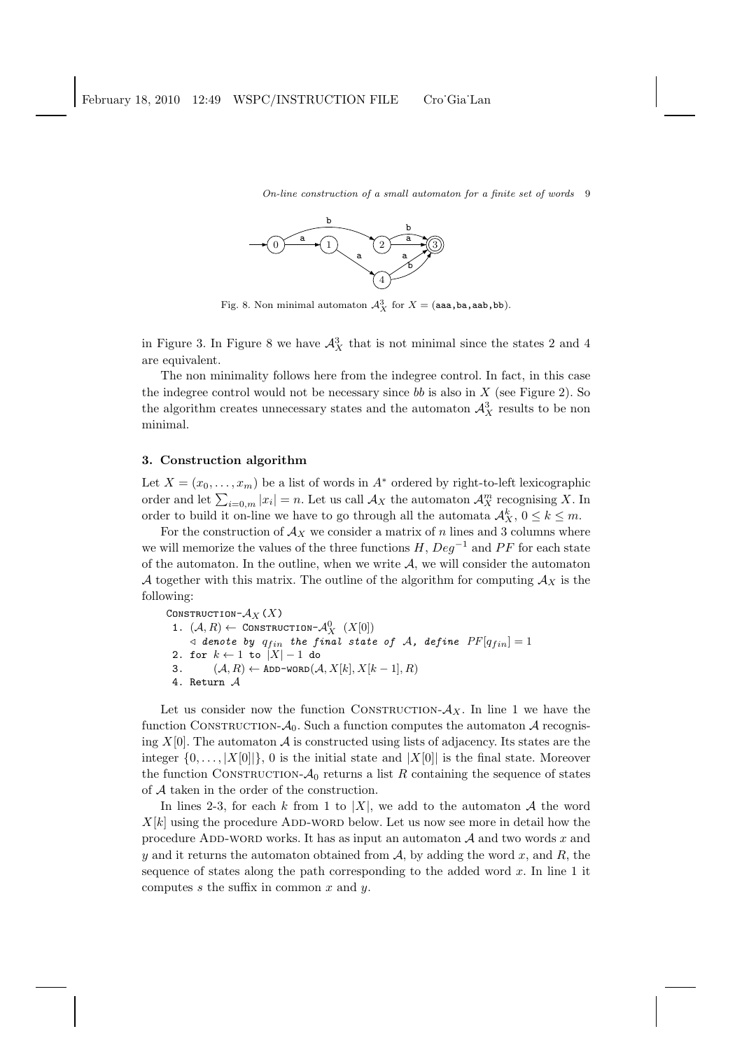Fig. 8. Non minimal automaton $\mathcal{A}_X^3$ for $X = (\texttt{aaa}, \texttt{ba}, \texttt{aab}, \texttt{bb})$.

in Figure 3. In Figure 8 we have $\mathcal{A}_X^3$ that is not minimal since the states 2 and 4 are equivalent.

The non minimality follows here from the indegree control. In fact, in this case the indegree control would not be necessary since *bb* is also in $X$ (see Figure 2). So the algorithm creates unnecessary states and the automaton $\mathcal{A}_X^3$ results to be non minimal.

## 3. Construction algorithm

Let $X = (x_0, \ldots, x_m)$ be a list of words in $A^*$ ordered by right-to-left lexicographic order and let $\sum_{i=0,m} |x_i| = n$. Let us call $\mathcal{A}_X$ the automaton $\mathcal{A}_X^m$ recognising $X$. In order to build it on-line we have to go through all the automata $\mathcal{A}_X^k$, $0 \le k \le m$.

For the construction of $\mathcal{A}_X$ we consider a matrix of $n$ lines and 3 columns where we will memorize the values of the three functions $H$, $Deg^{-1}$ and $PF$ for each state of the automaton. In the outline, when we write $\mathcal{A}$, we will consider the automaton $\mathcal{A}$ together with this matrix. The outline of the algorithm for computing $\mathcal{A}_X$ is the following:

```
Construction-A_X(X)
 1. (A, R) ← Construction-A^0_X (X[0])
    ◁ denote by q_fin the final state of A, define PF[q_fin] = 1
 2. for k ← 1 to |X| − 1 do
 3.     (A, R) ← Add-word(A, X[k], X[k − 1], R)
 4. Return A
```

Let us consider now the function Construction-$\mathcal{A}_X$. In line 1 we have the function Construction-$\mathcal{A}_0$. Such a function computes the automaton $\mathcal{A}$ recognising $X[0]$. The automaton $\mathcal{A}$ is constructed using lists of adjacency. Its states are the integer $\{0, \ldots, |X[0]|\}$, 0 is the initial state and $|X[0]|$ is the final state. Moreover the function Construction-$\mathcal{A}_0$ returns a list $R$ containing the sequence of states of $\mathcal{A}$ taken in the order of the construction.

In lines 2-3, for each $k$ from 1 to $|X|$, we add to the automaton $\mathcal{A}$ the word $X[k]$ using the procedure Add-word below. Let us now see more in detail how the procedure Add-word works. It has as input an automaton $\mathcal{A}$ and two words $x$ and $y$ and it returns the automaton obtained from $\mathcal{A}$, by adding the word $x$, and $R$, the sequence of states along the path corresponding to the added word $x$. In line 1 it computes $s$ the suffix in common $x$ and $y$.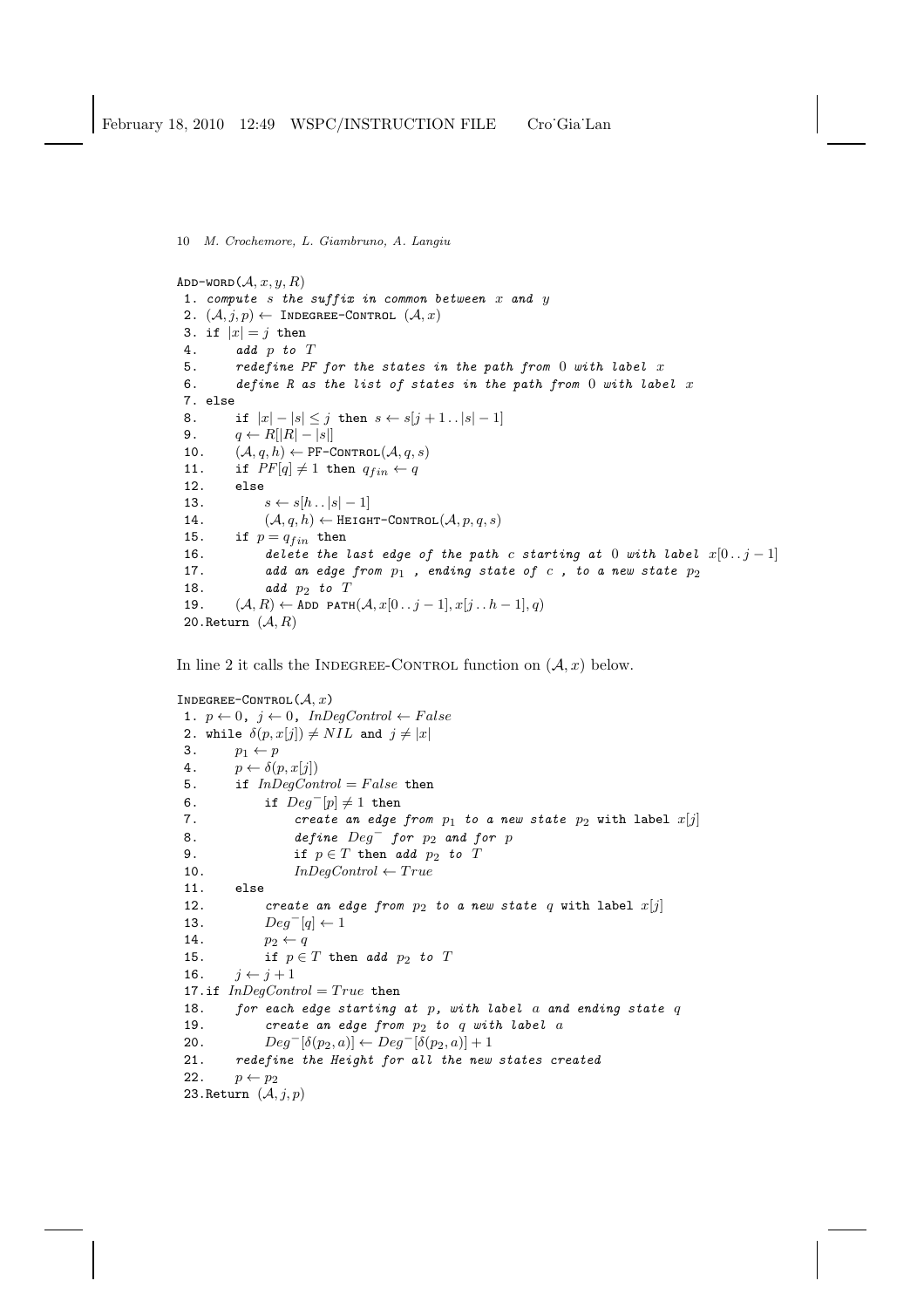```
ADD-WORD(A, x, y, R)
 1. compute s the suffix in common between x and y
 2. (A, j, p) ← INDEGREE-CONTROL (A, x)
 3. if |x| = j then
 4.      add p to T
 5.      redefine PF for the states in the path from 0 with label x
 6.      define R as the list of states in the path from 0 with label x
 7. else
 8.      if |x| − |s| ≤ j then s ← s[j + 1 . . |s| − 1]
 9.      q ← R[|R| − |s|]
 10.     (A, q, h) ← PF-CONTROL(A, q, s)
 11.     if PF[q] ≠ 1 then q_fin ← q
 12.     else
 13.          s ← s[h . . |s| − 1]
 14.          (A, q, h) ← HEIGHT-CONTROL(A, p, q, s)
 15.     if p = q_fin then
 16.          delete the last edge of the path c starting at 0 with label x[0 . . j − 1]
 17.          add an edge from p1 , ending state of c , to a new state p2
 18.          add p2 to T
 19.     (A, R) ← ADD PATH(A, x[0 . . j − 1], x[j . . h − 1], q)
 20.Return (A, R)
```

In line 2 it calls the INDEGREE-CONTROL function on $(\mathcal{A}, x)$ below.

```
INDEGREE-CONTROL(A, x)
 1. p ← 0, j ← 0, InDegControl ← False
 2. while δ(p, x[j]) ≠ NIL and j ≠ |x|
 3.      p1 ← p
 4.      p ← δ(p, x[j])
 5.      if InDegControl = False then
 6.           if Deg⁻[p] ≠ 1 then
 7.                create an edge from p1 to a new state p2 with label x[j]
 8.                define Deg⁻ for p2 and for p
 9.                if p ∈ T then add p2 to T
 10.               InDegControl ← True
 11.     else
 12.          create an edge from p2 to a new state q with label x[j]
 13.          Deg⁻[q] ← 1
 14.          p2 ← q
 15.          if p ∈ T then add p2 to T
 16.     j ← j + 1
 17.if InDegControl = True then
 18.     for each edge starting at p, with label a and ending state q
 19.          create an edge from p2 to q with label a
 20.          Deg⁻[δ(p2, a)] ← Deg⁻[δ(p2, a)] + 1
 21.     redefine the Height for all the new states created
 22.     p ← p2
 23.Return (A, j, p)
```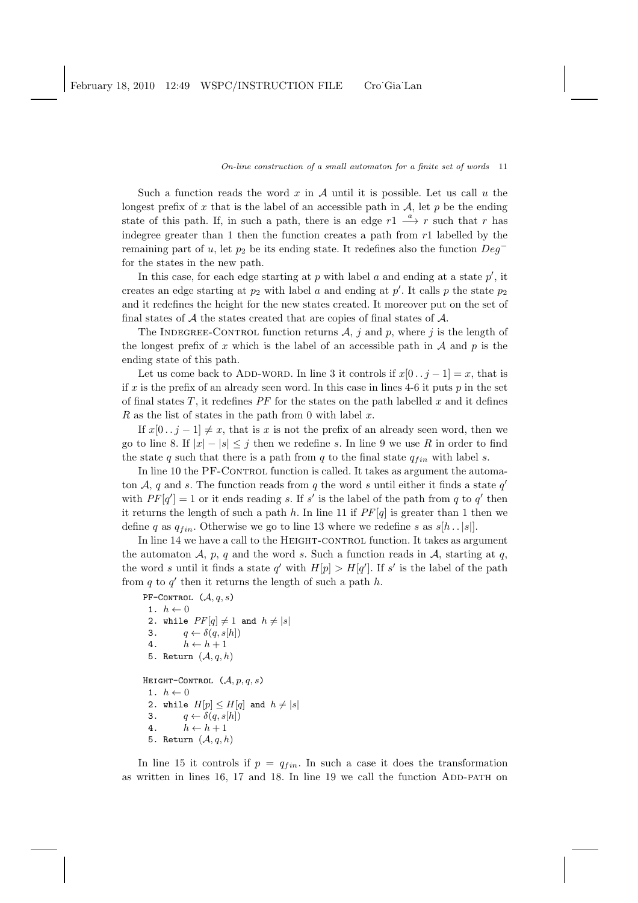Such a function reads the word $x$ in $\mathcal{A}$ until it is possible. Let us call $u$ the longest prefix of $x$ that is the label of an accessible path in $\mathcal{A}$, let $p$ be the ending state of this path. If, in such a path, there is an edge $r1 \xrightarrow{a} r$ such that $r$ has indegree greater than 1 then the function creates a path from $r1$ labelled by the remaining part of $u$, let $p_2$ be its ending state. It redefines also the function $Deg^-$ for the states in the new path.

In this case, for each edge starting at $p$ with label $a$ and ending at a state $p'$, it creates an edge starting at $p_2$ with label $a$ and ending at $p'$. It calls $p$ the state $p_2$ and it redefines the height for the new states created. It moreover put on the set of final states of $\mathcal{A}$ the states created that are copies of final states of $\mathcal{A}$.

The Indegree-Control function returns $\mathcal{A}$, $j$ and $p$, where $j$ is the length of the longest prefix of $x$ which is the label of an accessible path in $\mathcal{A}$ and $p$ is the ending state of this path.

Let us come back to Add-word. In line 3 it controls if $x[0\,..\,j-1] = x$, that is if $x$ is the prefix of an already seen word. In this case in lines 4-6 it puts $p$ in the set of final states $T$, it redefines $PF$ for the states on the path labelled $x$ and it defines $R$ as the list of states in the path from 0 with label $x$.

If $x[0\,..\,j-1] \neq x$, that is $x$ is not the prefix of an already seen word, then we go to line 8. If $|x| - |s| \leq j$ then we redefine $s$. In line 9 we use $R$ in order to find the state $q$ such that there is a path from $q$ to the final state $q_{fin}$ with label $s$.

In line 10 the PF-Control function is called. It takes as argument the automaton $\mathcal{A}$, $q$ and $s$. The function reads from $q$ the word $s$ until either it finds a state $q'$ with $PF[q'] = 1$ or it ends reading $s$. If $s'$ is the label of the path from $q$ to $q'$ then it returns the length of such a path $h$. In line 11 if $PF[q]$ is greater than 1 then we define $q$ as $q_{fin}$. Otherwise we go to line 13 where we redefine $s$ as $s[h\,..\,|s|]$.

In line 14 we have a call to the Height-control function. It takes as argument the automaton $\mathcal{A}$, $p$, $q$ and the word $s$. Such a function reads in $\mathcal{A}$, starting at $q$, the word $s$ until it finds a state $q'$ with $H[p] > H[q']$. If $s'$ is the label of the path from $q$ to $q'$ then it returns the length of such a path $h$.

```
PF-Control (A, q, s)
 1. h ← 0
 2. while PF[q] ≠ 1 and h ≠ |s|
 3.     q ← δ(q, s[h])
 4.     h ← h + 1
 5. Return (A, q, h)

Height-Control (A, p, q, s)
 1. h ← 0
 2. while H[p] ≤ H[q] and h ≠ |s|
 3.     q ← δ(q, s[h])
 4.     h ← h + 1
 5. Return (A, q, h)
```

In line 15 it controls if $p = q_{fin}$. In such a case it does the transformation as written in lines 16, 17 and 18. In line 19 we call the function Add-path on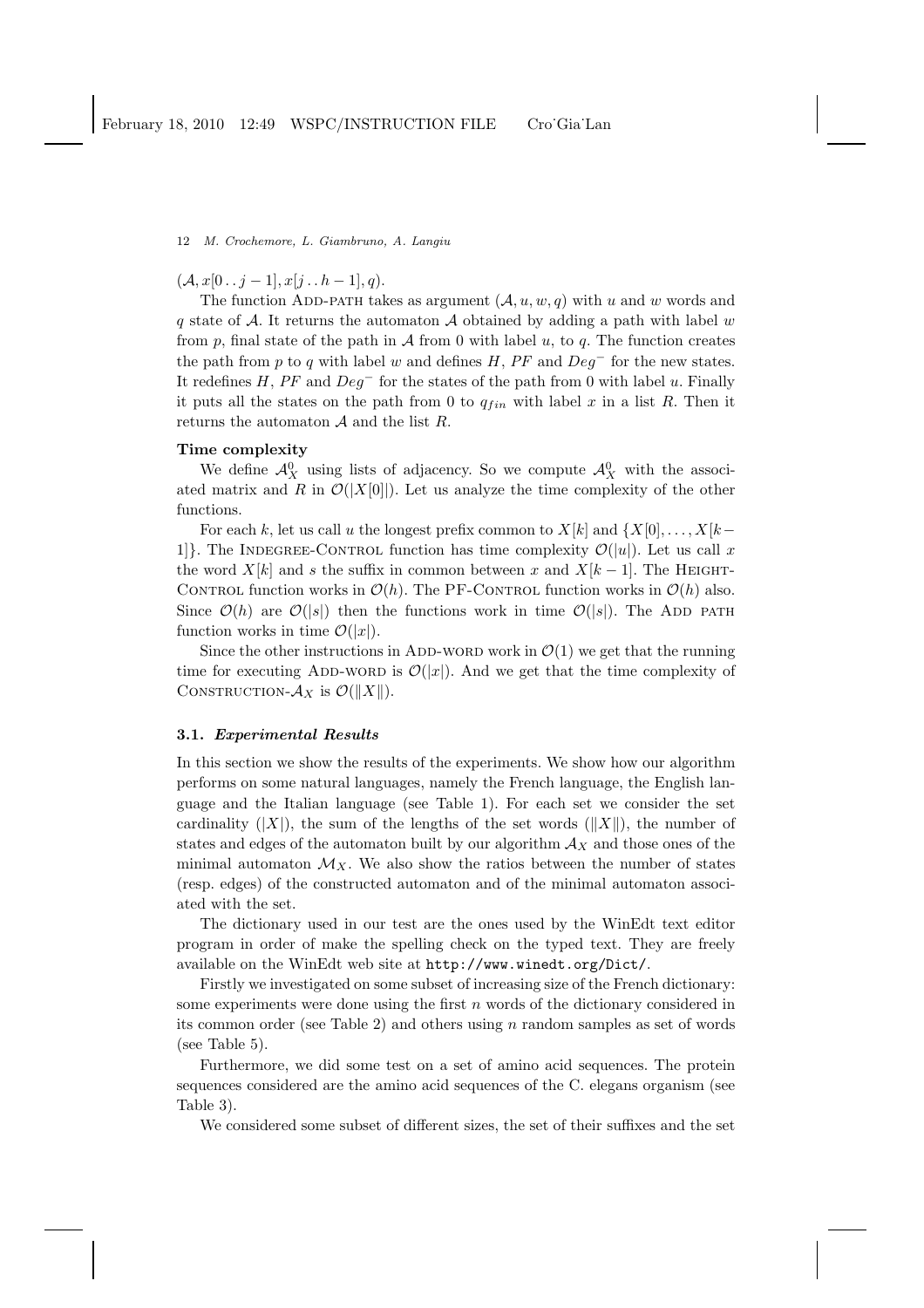$(\mathcal{A}, x[0 \,..\, j-1], x[j \,..\, h-1], q)$.

The function Add-path takes as argument $(\mathcal{A}, u, w, q)$ with $u$ and $w$ words and $q$ state of $\mathcal{A}$. It returns the automaton $\mathcal{A}$ obtained by adding a path with label $w$ from $p$, final state of the path in $\mathcal{A}$ from 0 with label $u$, to $q$. The function creates the path from $p$ to $q$ with label $w$ and defines $H$, $PF$ and $Deg^-$ for the new states. It redefines $H$, $PF$ and $Deg^-$ for the states of the path from 0 with label $u$. Finally it puts all the states on the path from 0 to $q_{fin}$ with label $x$ in a list $R$. Then it returns the automaton $\mathcal{A}$ and the list $R$.

**Time complexity**

We define $\mathcal{A}_X^0$ using lists of adjacency. So we compute $\mathcal{A}_X^0$ with the associated matrix and $R$ in $\mathcal{O}(|X[0]|)$. Let us analyze the time complexity of the other functions.

For each $k$, let us call $u$ the longest prefix common to $X[k]$ and $\{X[0], \ldots, X[k-1]\}$. The Indegree-Control function has time complexity $\mathcal{O}(|u|)$. Let us call $x$ the word $X[k]$ and $s$ the suffix in common between $x$ and $X[k-1]$. The Height-Control function works in $\mathcal{O}(h)$. The PF-Control function works in $\mathcal{O}(h)$ also. Since $\mathcal{O}(h)$ are $\mathcal{O}(|s|)$ then the functions work in time $\mathcal{O}(|s|)$. The Add path function works in time $\mathcal{O}(|x|)$.

Since the other instructions in Add-word work in $\mathcal{O}(1)$ we get that the running time for executing Add-word is $\mathcal{O}(|x|)$. And we get that the time complexity of Construction-$\mathcal{A}_X$ is $\mathcal{O}(\|X\|)$.

### 3.1. *Experimental Results*

In this section we show the results of the experiments. We show how our algorithm performs on some natural languages, namely the French language, the English language and the Italian language (see Table 1). For each set we consider the set cardinality ($|X|$), the sum of the lengths of the set words ($\|X\|$), the number of states and edges of the automaton built by our algorithm $\mathcal{A}_X$ and those ones of the minimal automaton $\mathcal{M}_X$. We also show the ratios between the number of states (resp. edges) of the constructed automaton and of the minimal automaton associated with the set.

The dictionary used in our test are the ones used by the WinEdt text editor program in order of make the spelling check on the typed text. They are freely available on the WinEdt web site at http://www.winedt.org/Dict/.

Firstly we investigated on some subset of increasing size of the French dictionary: some experiments were done using the first $n$ words of the dictionary considered in its common order (see Table 2) and others using $n$ random samples as set of words (see Table 5).

Furthermore, we did some test on a set of amino acid sequences. The protein sequences considered are the amino acid sequences of the C. elegans organism (see Table 3).

We considered some subset of different sizes, the set of their suffixes and the set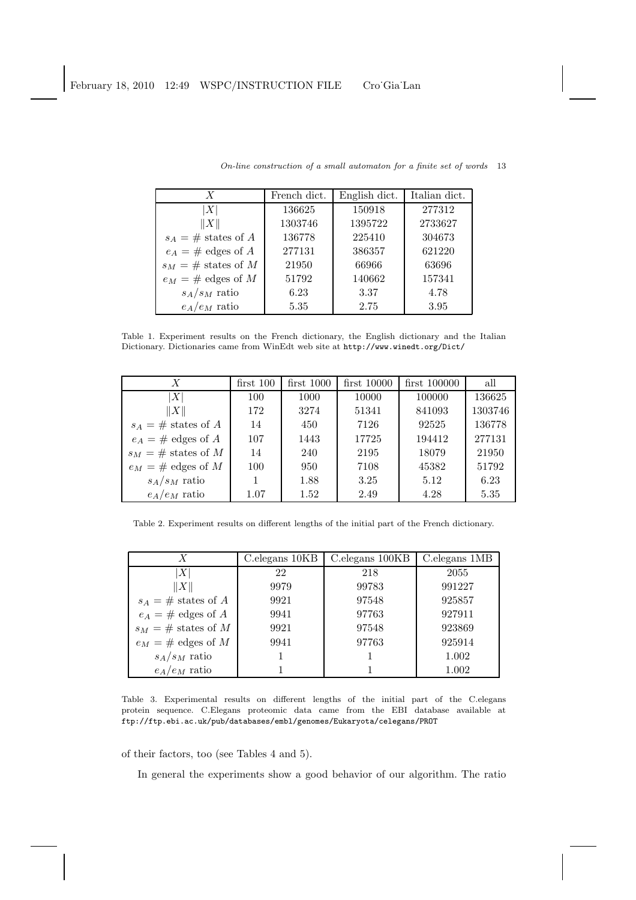| $X$ | French dict. | English dict. | Italian dict. |
|---|---|---|---|
| $\|X\|$ | 136625 | 150918 | 277312 |
| $\|\|X\|\|$ | 1303746 | 1395722 | 2733627 |
| $s_A = \#$ states of $A$ | 136778 | 225410 | 304673 |
| $e_A = \#$ edges of $A$ | 277131 | 386357 | 621220 |
| $s_M = \#$ states of $M$ | 21950 | 66966 | 63696 |
| $e_M = \#$ edges of $M$ | 51792 | 140662 | 157341 |
| $s_A/s_M$ ratio | 6.23 | 3.37 | 4.78 |
| $e_A/e_M$ ratio | 5.35 | 2.75 | 3.95 |

Table 1. Experiment results on the French dictionary, the English dictionary and the Italian Dictionary. Dictionaries came from WinEdt web site at http://www.winedt.org/Dict/

| $X$ | first 100 | first 1000 | first 10000 | first 100000 | all |
|---|---|---|---|---|---|
| $\|X\|$ | 100 | 1000 | 10000 | 100000 | 136625 |
| $\|\|X\|\|$ | 172 | 3274 | 51341 | 841093 | 1303746 |
| $s_A = \#$ states of $A$ | 14 | 450 | 7126 | 92525 | 136778 |
| $e_A = \#$ edges of $A$ | 107 | 1443 | 17725 | 194412 | 277131 |
| $s_M = \#$ states of $M$ | 14 | 240 | 2195 | 18079 | 21950 |
| $e_M = \#$ edges of $M$ | 100 | 950 | 7108 | 45382 | 51792 |
| $s_A/s_M$ ratio | 1 | 1.88 | 3.25 | 5.12 | 6.23 |
| $e_A/e_M$ ratio | 1.07 | 1.52 | 2.49 | 4.28 | 5.35 |

Table 2. Experiment results on different lengths of the initial part of the French dictionary.

| $X$ | C.elegans 10KB | C.elegans 100KB | C.elegans 1MB |
|---|---|---|---|
| $\|X\|$ | 22 | 218 | 2055 |
| $\|\|X\|\|$ | 9979 | 99783 | 991227 |
| $s_A = \#$ states of $A$ | 9921 | 97548 | 925857 |
| $e_A = \#$ edges of $A$ | 9941 | 97763 | 927911 |
| $s_M = \#$ states of $M$ | 9921 | 97548 | 923869 |
| $e_M = \#$ edges of $M$ | 9941 | 97763 | 925914 |
| $s_A/s_M$ ratio | 1 | 1 | 1.002 |
| $e_A/e_M$ ratio | 1 | 1 | 1.002 |

Table 3. Experimental results on different lengths of the initial part of the C.elegans protein sequence. C.Elegans proteomic data came from the EBI database available at ftp://ftp.ebi.ac.uk/pub/databases/embl/genomes/Eukaryota/celegans/PROT

of their factors, too (see Tables 4 and 5).

In general the experiments show a good behavior of our algorithm. The ratio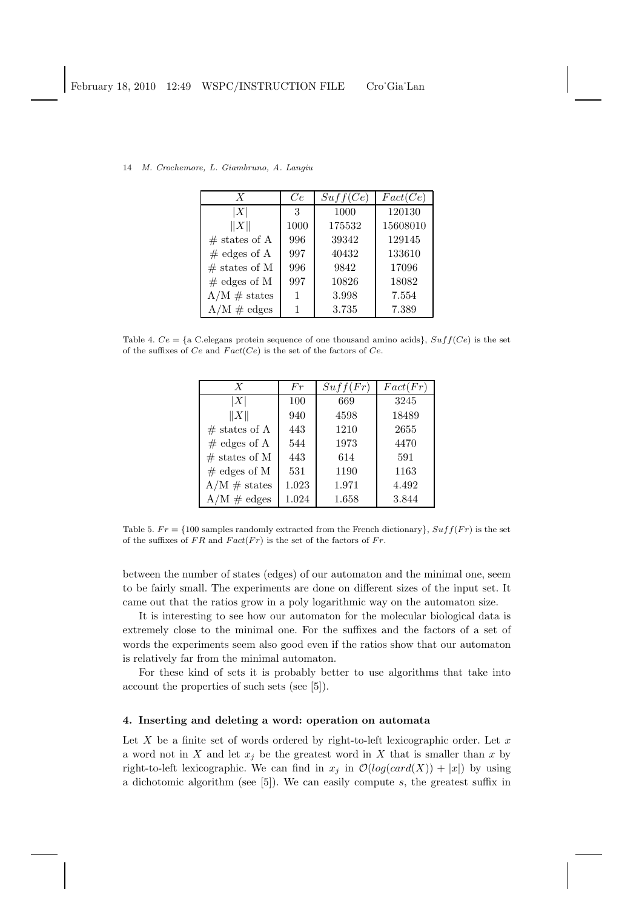| $X$ | $Ce$ | $Suff(Ce)$ | $Fact(Ce)$ |
|---|---|---|---|
| $\|X\|$ | 3 | 1000 | 120130 |
| $\|\|X\|\|$ | 1000 | 175532 | 15608010 |
| # states of A | 996 | 39342 | 129145 |
| # edges of A | 997 | 40432 | 133610 |
| # states of M | 996 | 9842 | 17096 |
| # edges of M | 997 | 10826 | 18082 |
| A/M # states | 1 | 3.998 | 7.554 |
| A/M # edges | 1 | 3.735 | 7.389 |

Table 4. $Ce$ = {a C.elegans protein sequence of one thousand amino acids}, $Suff(Ce)$ is the set of the suffixes of $Ce$ and $Fact(Ce)$ is the set of the factors of $Ce$.

| $X$ | $Fr$ | $Suff(Fr)$ | $Fact(Fr)$ |
|---|---|---|---|
| $\|X\|$ | 100 | 669 | 3245 |
| $\|\|X\|\|$ | 940 | 4598 | 18489 |
| # states of A | 443 | 1210 | 2655 |
| # edges of A | 544 | 1973 | 4470 |
| # states of M | 443 | 614 | 591 |
| # edges of M | 531 | 1190 | 1163 |
| A/M # states | 1.023 | 1.971 | 4.492 |
| A/M # edges | 1.024 | 1.658 | 3.844 |

Table 5. $Fr$ = {100 samples randomly extracted from the French dictionary}, $Suff(Fr)$ is the set of the suffixes of $FR$ and $Fact(Fr)$ is the set of the factors of $Fr$.

between the number of states (edges) of our automaton and the minimal one, seem to be fairly small. The experiments are done on different sizes of the input set. It came out that the ratios grow in a poly logarithmic way on the automaton size.

It is interesting to see how our automaton for the molecular biological data is extremely close to the minimal one. For the suffixes and the factors of a set of words the experiments seem also good even if the ratios show that our automaton is relatively far from the minimal automaton.

For these kind of sets it is probably better to use algorithms that take into account the properties of such sets (see [5]).

## 4. Inserting and deleting a word: operation on automata

Let $X$ be a finite set of words ordered by right-to-left lexicographic order. Let $x$ a word not in $X$ and let $x_j$ be the greatest word in $X$ that is smaller than $x$ by right-to-left lexicographic. We can find in $x_j$ in $\mathcal{O}(log(card(X)) + |x|)$ by using a dichotomic algorithm (see [5]). We can easily compute $s$, the greatest suffix in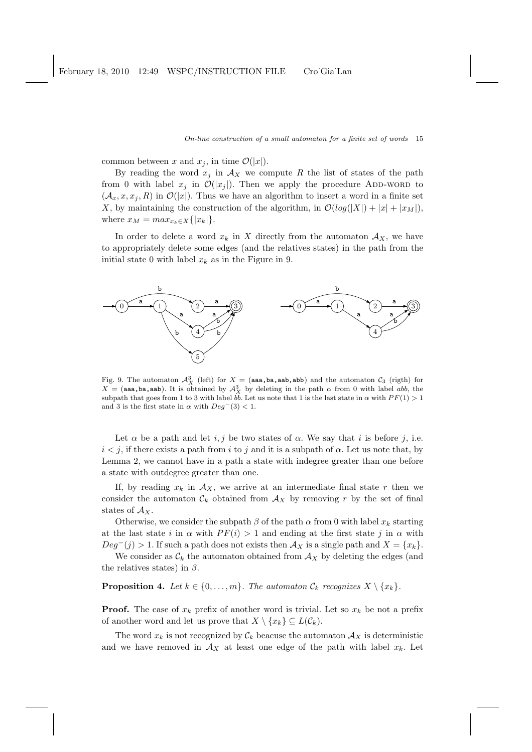common between $x$ and $x_j$, in time $\mathcal{O}(|x|)$.

By reading the word $x_j$ in $\mathcal{A}_X$ we compute $R$ the list of states of the path from 0 with label $x_j$ in $\mathcal{O}(|x_j|)$. Then we apply the procedure ADD-WORD to $(\mathcal{A}_x, x, x_j, R)$ in $\mathcal{O}(|x|)$. Thus we have an algorithm to insert a word in a finite set $X$, by maintaining the construction of the algorithm, in $\mathcal{O}(log(|X|) + |x| + |x_M|)$, where $x_M = max_{x_k \in X}\{|x_k|\}$.

In order to delete a word $x_k$ in $X$ directly from the automaton $\mathcal{A}_X$, we have to appropriately delete some edges (and the relatives states) in the path from the initial state 0 with label $x_k$ as in the Figure in 9.

Fig. 9. The automaton $\mathcal{A}_X^3$ (left) for $X = (\texttt{aaa}, \texttt{ba}, \texttt{aab}, \texttt{abb})$ and the automaton $\mathcal{C}_3$ (rigth) for $X = (\texttt{aaa}, \texttt{ba}, \texttt{aab})$. It is obtained by $\mathcal{A}_X^3$ by deleting in the path $\alpha$ from 0 with label $abb$, the subpath that goes from 1 to 3 with label $bb$. Let us note that 1 is the last state in $\alpha$ with $PF(1) > 1$ and 3 is the first state in $\alpha$ with $Deg^-(3) < 1$.

Let $\alpha$ be a path and let $i, j$ be two states of $\alpha$. We say that $i$ is before $j$, i.e. $i < j$, if there exists a path from $i$ to $j$ and it is a subpath of $\alpha$. Let us note that, by Lemma 2, we cannot have in a path a state with indegree greater than one before a state with outdegree greater than one.

If, by reading $x_k$ in $\mathcal{A}_X$, we arrive at an intermediate final state $r$ then we consider the automaton $\mathcal{C}_k$ obtained from $\mathcal{A}_X$ by removing $r$ by the set of final states of $\mathcal{A}_X$.

Otherwise, we consider the subpath $\beta$ of the path $\alpha$ from 0 with label $x_k$ starting at the last state $i$ in $\alpha$ with $PF(i) > 1$ and ending at the first state $j$ in $\alpha$ with $Deg^-(j) > 1$. If such a path does not exists then $\mathcal{A}_X$ is a single path and $X = \{x_k\}$.

We consider as $\mathcal{C}_k$ the automaton obtained from $\mathcal{A}_X$ by deleting the edges (and the relatives states) in $\beta$.

**Proposition 4.** *Let $k \in \{0, \ldots, m\}$. The automaton $\mathcal{C}_k$ recognizes $X \setminus \{x_k\}$.*

**Proof.** The case of $x_k$ prefix of another word is trivial. Let so $x_k$ be not a prefix of another word and let us prove that $X \setminus \{x_k\} \subseteq L(\mathcal{C}_k)$.

The word $x_k$ is not recognized by $\mathcal{C}_k$ beacuse the automaton $\mathcal{A}_X$ is deterministic and we have removed in $\mathcal{A}_X$ at least one edge of the path with label $x_k$. Let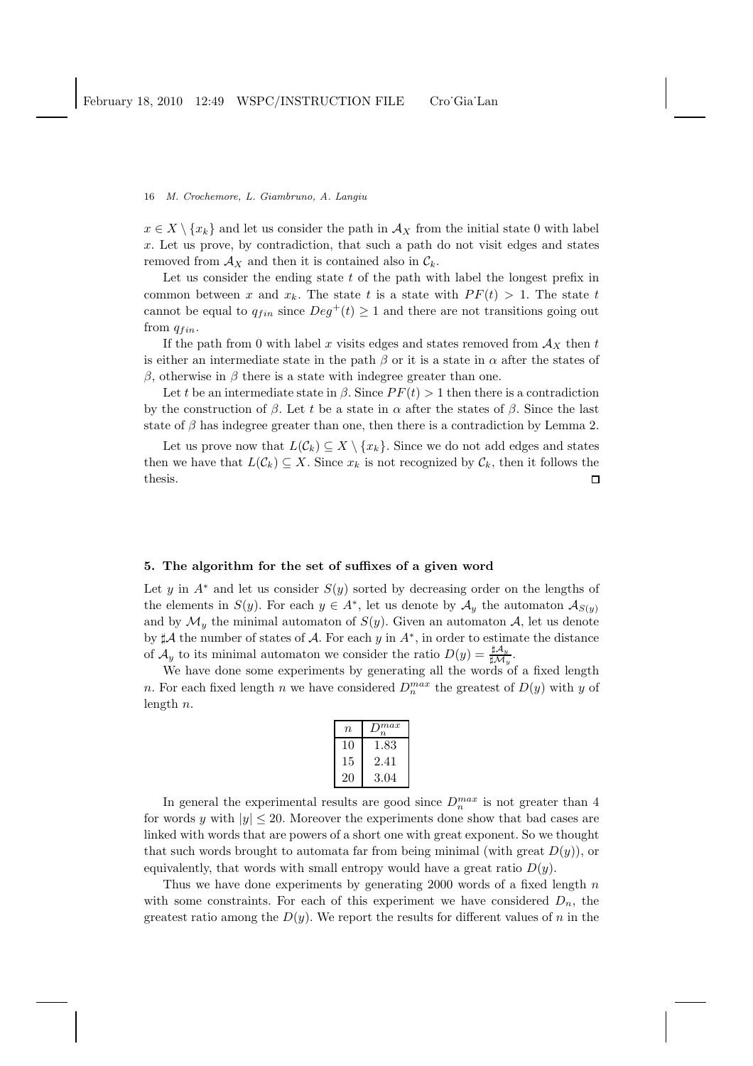$x \in X \setminus \{x_k\}$ and let us consider the path in $\mathcal{A}_X$ from the initial state 0 with label $x$. Let us prove, by contradiction, that such a path do not visit edges and states removed from $\mathcal{A}_X$ and then it is contained also in $\mathcal{C}_k$.

Let us consider the ending state $t$ of the path with label the longest prefix in common between $x$ and $x_k$. The state $t$ is a state with $PF(t) > 1$. The state $t$ cannot be equal to $q_{fin}$ since $Deg^+(t) \geq 1$ and there are not transitions going out from $q_{fin}$.

If the path from 0 with label $x$ visits edges and states removed from $\mathcal{A}_X$ then $t$ is either an intermediate state in the path $\beta$ or it is a state in $\alpha$ after the states of $\beta$, otherwise in $\beta$ there is a state with indegree greater than one.

Let $t$ be an intermediate state in $\beta$. Since $PF(t) > 1$ then there is a contradiction by the construction of $\beta$. Let $t$ be a state in $\alpha$ after the states of $\beta$. Since the last state of $\beta$ has indegree greater than one, then there is a contradiction by Lemma 2.

Let us prove now that $L(\mathcal{C}_k) \subseteq X \setminus \{x_k\}$. Since we do not add edges and states then we have that $L(\mathcal{C}_k) \subseteq X$. Since $x_k$ is not recognized by $\mathcal{C}_k$, then it follows the thesis. $\square$

## 5. The algorithm for the set of suffixes of a given word

Let $y$ in $A^*$ and let us consider $S(y)$ sorted by decreasing order on the lengths of the elements in $S(y)$. For each $y \in A^*$, let us denote by $\mathcal{A}_y$ the automaton $\mathcal{A}_{S(y)}$ and by $\mathcal{M}_y$ the minimal automaton of $S(y)$. Given an automaton $\mathcal{A}$, let us denote by $\sharp\mathcal{A}$ the number of states of $\mathcal{A}$. For each $y$ in $A^*$, in order to estimate the distance of $\mathcal{A}_y$ to its minimal automaton we consider the ratio $D(y) = \frac{\sharp\mathcal{A}_y}{\sharp\mathcal{M}_y}$.

We have done some experiments by generating all the words of a fixed length $n$. For each fixed length $n$ we have considered $D_n^{max}$ the greatest of $D(y)$ with $y$ of length $n$.

| $n$ | $D_n^{max}$ |
|---|---|
| 10 | 1.83 |
| 15 | 2.41 |
| 20 | 3.04 |

In general the experimental results are good since $D_n^{max}$ is not greater than 4 for words $y$ with $|y| \leq 20$. Moreover the experiments done show that bad cases are linked with words that are powers of a short one with great exponent. So we thought that such words brought to automata far from being minimal (with great $D(y)$), or equivalently, that words with small entropy would have a great ratio $D(y)$.

Thus we have done experiments by generating 2000 words of a fixed length $n$ with some constraints. For each of this experiment we have considered $D_n$, the greatest ratio among the $D(y)$. We report the results for different values of $n$ in the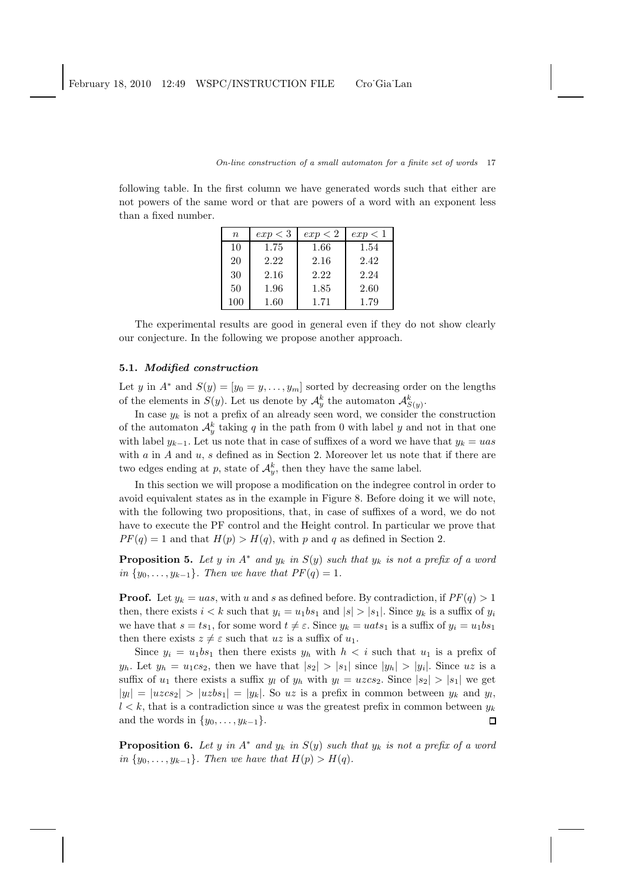following table. In the first column we have generated words such that either are not powers of the same word or that are powers of a word with an exponent less than a fixed number.

| $n$ | $exp < 3$ | $exp < 2$ | $exp < 1$ |
|---|---|---|---|
| 10 | 1.75 | 1.66 | 1.54 |
| 20 | 2.22 | 2.16 | 2.42 |
| 30 | 2.16 | 2.22 | 2.24 |
| 50 | 1.96 | 1.85 | 2.60 |
| 100 | 1.60 | 1.71 | 1.79 |

The experimental results are good in general even if they do not show clearly our conjecture. In the following we propose another approach.

### 5.1. *Modified construction*

Let $y$ in $A^*$ and $S(y) = [y_0 = y, \ldots, y_m]$ sorted by decreasing order on the lengths of the elements in $S(y)$. Let us denote by $\mathcal{A}_y^k$ the automaton $\mathcal{A}_{S(y)}^k$.

In case $y_k$ is not a prefix of an already seen word, we consider the construction of the automaton $\mathcal{A}_y^k$ taking $q$ in the path from 0 with label $y$ and not in that one with label $y_{k-1}$. Let us note that in case of suffixes of a word we have that $y_k = uas$ with $a$ in $A$ and $u$, $s$ defined as in Section 2. Moreover let us note that if there are two edges ending at $p$, state of $\mathcal{A}_y^k$, then they have the same label.

In this section we will propose a modification on the indegree control in order to avoid equivalent states as in the example in Figure 8. Before doing it we will note, with the following two propositions, that, in case of suffixes of a word, we do not have to execute the PF control and the Height control. In particular we prove that $PF(q) = 1$ and that $H(p) > H(q)$, with $p$ and $q$ as defined in Section 2.

**Proposition 5.** *Let $y$ in $A^*$ and $y_k$ in $S(y)$ such that $y_k$ is not a prefix of a word in $\{y_0, \ldots, y_{k-1}\}$. Then we have that $PF(q) = 1$.*

**Proof.** Let $y_k = uas$, with $u$ and $s$ as defined before. By contradiction, if $PF(q) > 1$ then, there exists $i < k$ such that $y_i = u_1bs_1$ and $|s| > |s_1|$. Since $y_k$ is a suffix of $y_i$ we have that $s = ts_1$, for some word $t \neq \varepsilon$. Since $y_k = uats_1$ is a suffix of $y_i = u_1bs_1$ then there exists $z \neq \varepsilon$ such that $uz$ is a suffix of $u_1$.

Since $y_i = u_1bs_1$ then there exists $y_h$ with $h < i$ such that $u_1$ is a prefix of $y_h$. Let $y_h = u_1cs_2$, then we have that $|s_2| > |s_1|$ since $|y_h| > |y_i|$. Since $uz$ is a suffix of $u_1$ there exists a suffix $y_l$ of $y_h$ with $y_l = uzcs_2$. Since $|s_2| > |s_1|$ we get $|y_l| = |uzcs_2| > |uzbs_1| = |y_k|$. So $uz$ is a prefix in common between $y_k$ and $y_l$, $l < k$, that is a contradiction since $u$ was the greatest prefix in common between $y_k$ and the words in $\{y_0, \ldots, y_{k-1}\}$. ◻

**Proposition 6.** *Let $y$ in $A^*$ and $y_k$ in $S(y)$ such that $y_k$ is not a prefix of a word in $\{y_0, \ldots, y_{k-1}\}$. Then we have that $H(p) > H(q)$.*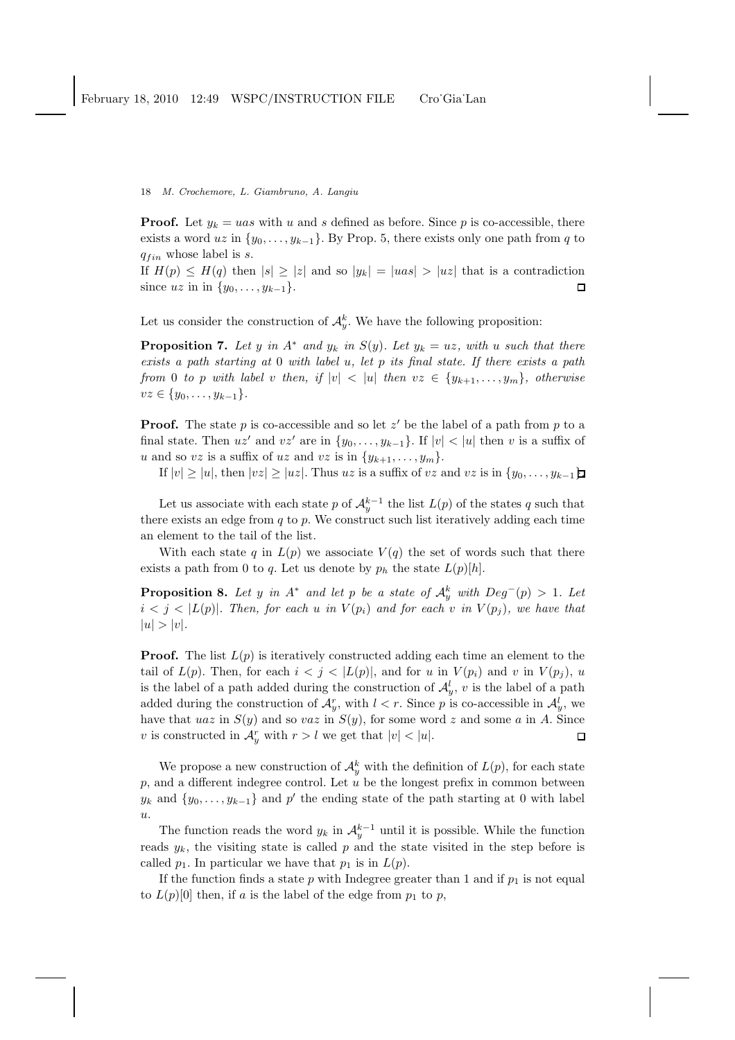**Proof.** Let $y_k = uas$ with $u$ and $s$ defined as before. Since $p$ is co-accessible, there exists a word $uz$ in $\{y_0, \ldots, y_{k-1}\}$. By Prop. 5, there exists only one path from $q$ to $q_{fin}$ whose label is $s$.

If $H(p) \leq H(q)$ then $|s| \geq |z|$ and so $|y_k| = |uas| > |uz|$ that is a contradiction since $uz$ in in $\{y_0, \ldots, y_{k-1}\}$. □

Let us consider the construction of $\mathcal{A}_y^k$. We have the following proposition:

**Proposition 7.** *Let $y$ in $A^*$ and $y_k$ in $S(y)$. Let $y_k = uz$, with $u$ such that there exists a path starting at 0 with label $u$, let $p$ its final state. If there exists a path from 0 to $p$ with label $v$ then, if $|v| < |u|$ then $vz \in \{y_{k+1}, \ldots, y_m\}$, otherwise $vz \in \{y_0, \ldots, y_{k-1}\}$.*

**Proof.** The state $p$ is co-accessible and so let $z'$ be the label of a path from $p$ to a final state. Then $uz'$ and $vz'$ are in $\{y_0, \ldots, y_{k-1}\}$. If $|v| < |u|$ then $v$ is a suffix of $u$ and so $vz$ is a suffix of $uz$ and $vz$ is in $\{y_{k+1}, \ldots, y_m\}$.

If $|v| \geq |u|$, then $|vz| \geq |uz|$. Thus $uz$ is a suffix of $vz$ and $vz$ is in $\{y_0, \ldots, y_{k-1}\}$ □

Let us associate with each state $p$ of $\mathcal{A}_y^{k-1}$ the list $L(p)$ of the states $q$ such that there exists an edge from $q$ to $p$. We construct such list iteratively adding each time an element to the tail of the list.

With each state $q$ in $L(p)$ we associate $V(q)$ the set of words such that there exists a path from 0 to $q$. Let us denote by $p_h$ the state $L(p)[h]$.

**Proposition 8.** *Let $y$ in $A^*$ and let $p$ be a state of $\mathcal{A}_y^k$ with $Deg^-(p) > 1$. Let $i < j < |L(p)|$. Then, for each $u$ in $V(p_i)$ and for each $v$ in $V(p_j)$, we have that $|u| > |v|$.*

**Proof.** The list $L(p)$ is iteratively constructed adding each time an element to the tail of $L(p)$. Then, for each $i < j < |L(p)|$, and for $u$ in $V(p_i)$ and $v$ in $V(p_j)$, $u$ is the label of a path added during the construction of $\mathcal{A}_y^l$, $v$ is the label of a path added during the construction of $\mathcal{A}_y^r$, with $l < r$. Since $p$ is co-accessible in $\mathcal{A}_y^l$, we have that $uaz$ in $S(y)$ and so $vaz$ in $S(y)$, for some word $z$ and some $a$ in $A$. Since $v$ is constructed in $\mathcal{A}_y^r$ with $r > l$ we get that $|v| < |u|$. □

We propose a new construction of $\mathcal{A}_y^k$ with the definition of $L(p)$, for each state $p$, and a different indegree control. Let $u$ be the longest prefix in common between $y_k$ and $\{y_0, \ldots, y_{k-1}\}$ and $p'$ the ending state of the path starting at 0 with label $u$.

The function reads the word $y_k$ in $\mathcal{A}_y^{k-1}$ until it is possible. While the function reads $y_k$, the visiting state is called $p$ and the state visited in the step before is called $p_1$. In particular we have that $p_1$ is in $L(p)$.

If the function finds a state $p$ with Indegree greater than 1 and if $p_1$ is not equal to $L(p)[0]$ then, if $a$ is the label of the edge from $p_1$ to $p$,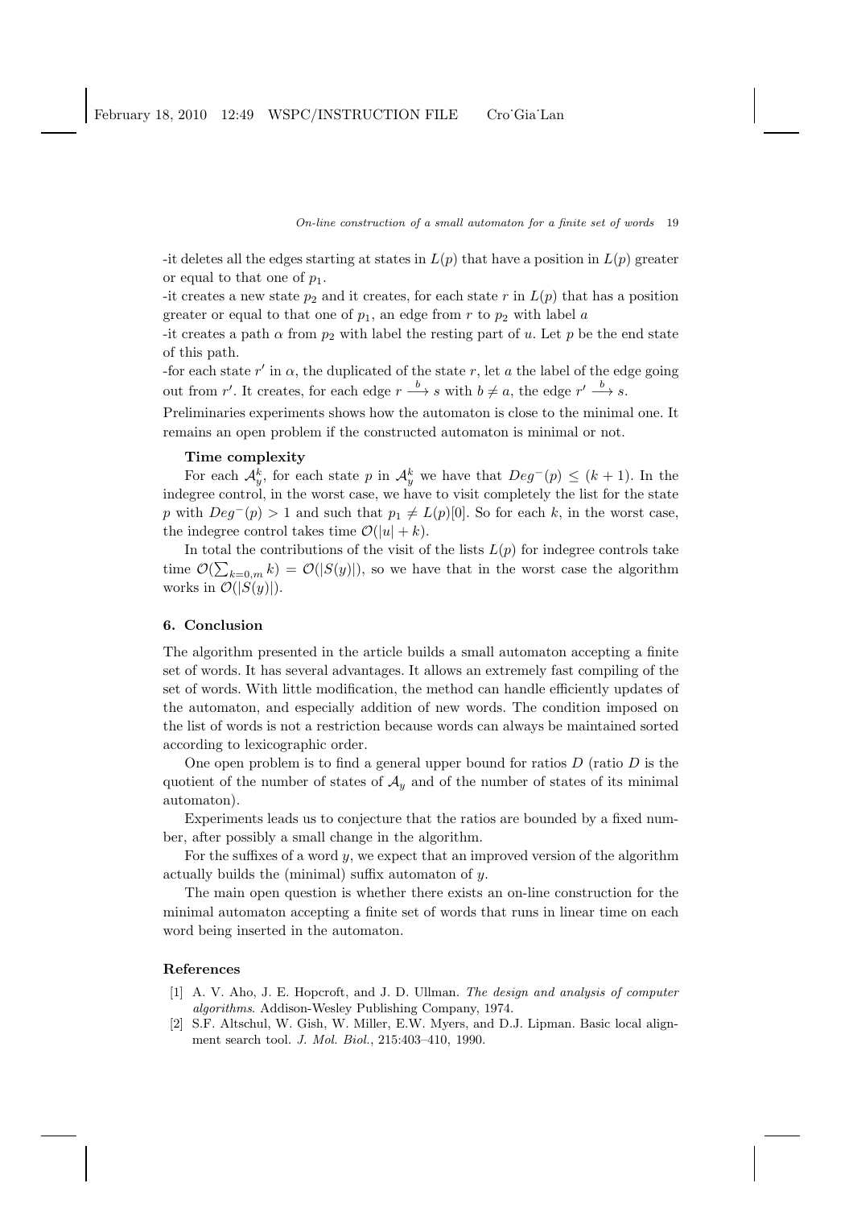-it deletes all the edges starting at states in $L(p)$ that have a position in $L(p)$ greater or equal to that one of $p_1$.

-it creates a new state $p_2$ and it creates, for each state $r$ in $L(p)$ that has a position greater or equal to that one of $p_1$, an edge from $r$ to $p_2$ with label $a$

-it creates a path $\alpha$ from $p_2$ with label the resting part of $u$. Let $p$ be the end state of this path.

-for each state $r'$ in $\alpha$, the duplicated of the state $r$, let $a$ the label of the edge going out from $r'$. It creates, for each edge $r \xrightarrow{b} s$ with $b \neq a$, the edge $r' \xrightarrow{b} s$.

Preliminaries experiments shows how the automaton is close to the minimal one. It remains an open problem if the constructed automaton is minimal or not.

**Time complexity**

For each $\mathcal{A}_y^k$, for each state $p$ in $\mathcal{A}_y^k$ we have that $Deg^-(p) \leq (k+1)$. In the indegree control, in the worst case, we have to visit completely the list for the state $p$ with $Deg^-(p) > 1$ and such that $p_1 \neq L(p)[0]$. So for each $k$, in the worst case, the indegree control takes time $\mathcal{O}(|u| + k)$.

In total the contributions of the visit of the lists $L(p)$ for indegree controls take time $\mathcal{O}(\sum_{k=0,m} k) = \mathcal{O}(|S(y)|)$, so we have that in the worst case the algorithm works in $\mathcal{O}(|S(y)|)$.

## 6. Conclusion

The algorithm presented in the article builds a small automaton accepting a finite set of words. It has several advantages. It allows an extremely fast compiling of the set of words. With little modification, the method can handle efficiently updates of the automaton, and especially addition of new words. The condition imposed on the list of words is not a restriction because words can always be maintained sorted according to lexicographic order.

One open problem is to find a general upper bound for ratios $D$ (ratio $D$ is the quotient of the number of states of $\mathcal{A}_y$ and of the number of states of its minimal automaton).

Experiments leads us to conjecture that the ratios are bounded by a fixed number, after possibly a small change in the algorithm.

For the suffixes of a word $y$, we expect that an improved version of the algorithm actually builds the (minimal) suffix automaton of $y$.

The main open question is whether there exists an on-line construction for the minimal automaton accepting a finite set of words that runs in linear time on each word being inserted in the automaton.

## References

[1] A. V. Aho, J. E. Hopcroft, and J. D. Ullman. *The design and analysis of computer algorithms*. Addison-Wesley Publishing Company, 1974.

[2] S.F. Altschul, W. Gish, W. Miller, E.W. Myers, and D.J. Lipman. Basic local alignment search tool. *J. Mol. Biol.*, 215:403–410, 1990.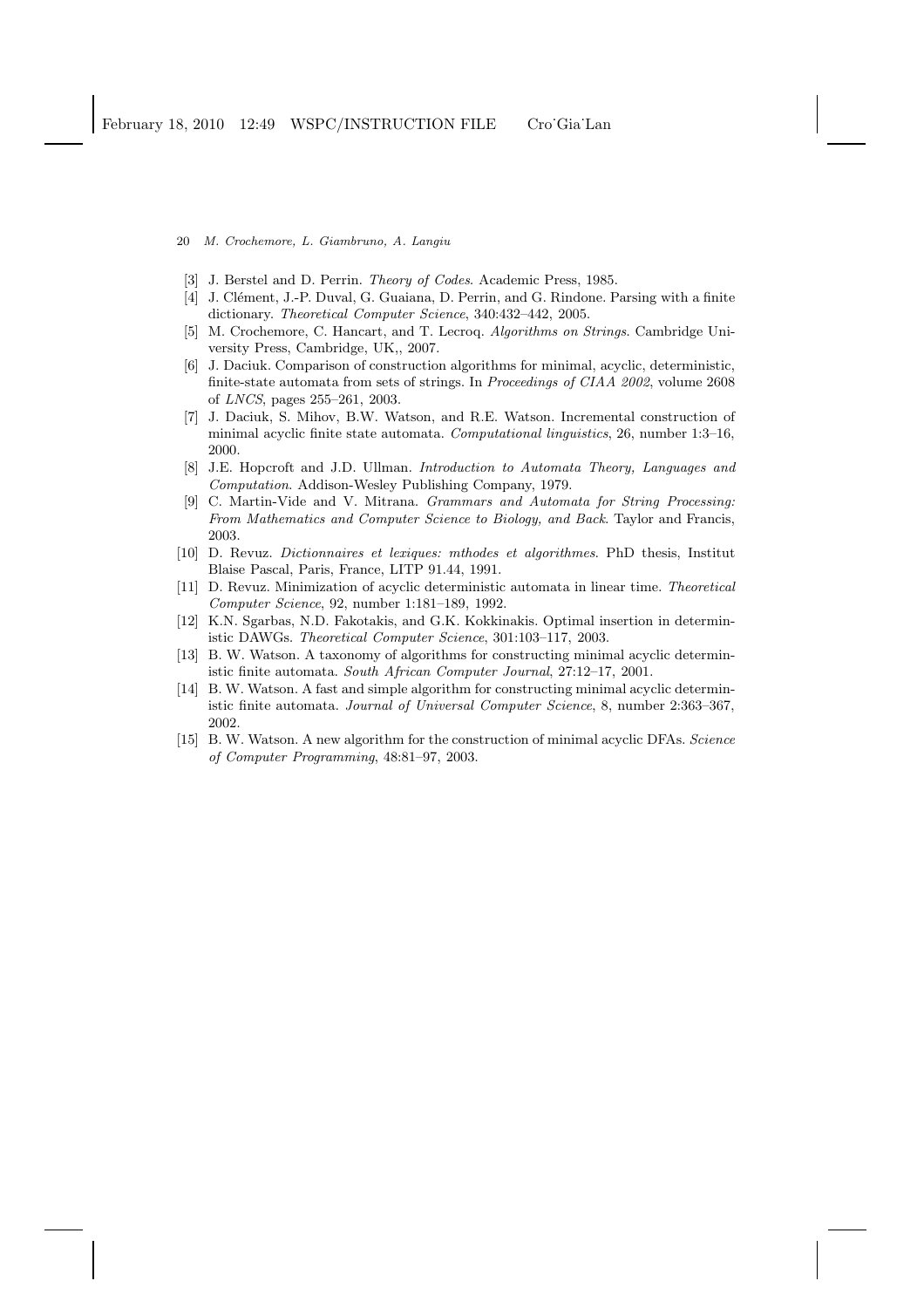[3] J. Berstel and D. Perrin. *Theory of Codes*. Academic Press, 1985.

[4] J. Clément, J.-P. Duval, G. Guaiana, D. Perrin, and G. Rindone. Parsing with a finite dictionary. *Theoretical Computer Science*, 340:432–442, 2005.

[5] M. Crochemore, C. Hancart, and T. Lecroq. *Algorithms on Strings*. Cambridge University Press, Cambridge, UK,, 2007.

[6] J. Daciuk. Comparison of construction algorithms for minimal, acyclic, deterministic, finite-state automata from sets of strings. In *Proceedings of CIAA 2002*, volume 2608 of *LNCS*, pages 255–261, 2003.

[7] J. Daciuk, S. Mihov, B.W. Watson, and R.E. Watson. Incremental construction of minimal acyclic finite state automata. *Computational linguistics*, 26, number 1:3–16, 2000.

[8] J.E. Hopcroft and J.D. Ullman. *Introduction to Automata Theory, Languages and Computation*. Addison-Wesley Publishing Company, 1979.

[9] C. Martin-Vide and V. Mitrana. *Grammars and Automata for String Processing: From Mathematics and Computer Science to Biology, and Back*. Taylor and Francis, 2003.

[10] D. Revuz. *Dictionnaires et lexiques: mthodes et algorithmes*. PhD thesis, Institut Blaise Pascal, Paris, France, LITP 91.44, 1991.

[11] D. Revuz. Minimization of acyclic deterministic automata in linear time. *Theoretical Computer Science*, 92, number 1:181–189, 1992.

[12] K.N. Sgarbas, N.D. Fakotakis, and G.K. Kokkinakis. Optimal insertion in deterministic DAWGs. *Theoretical Computer Science*, 301:103–117, 2003.

[13] B. W. Watson. A taxonomy of algorithms for constructing minimal acyclic deterministic finite automata. *South African Computer Journal*, 27:12–17, 2001.

[14] B. W. Watson. A fast and simple algorithm for constructing minimal acyclic deterministic finite automata. *Journal of Universal Computer Science*, 8, number 2:363–367, 2002.

[15] B. W. Watson. A new algorithm for the construction of minimal acyclic DFAs. *Science of Computer Programming*, 48:81–97, 2003.